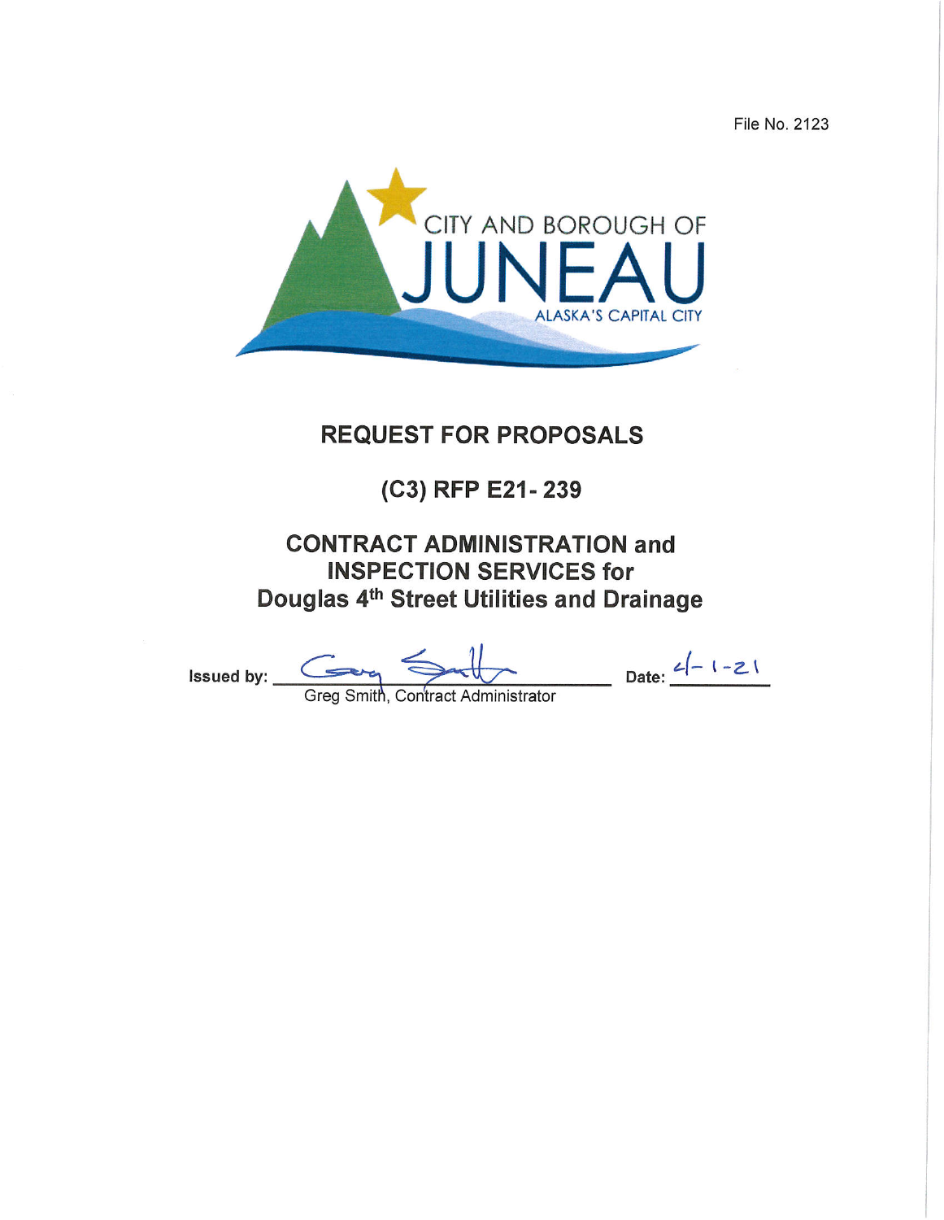File No. 2123

CITY AND BOROUGH OF

JUNEAU

ALASKA'S CAPITAL CITY

# REQUEST FOR PROPOSALS

## (C3) RFP E21- 239

## CONTRACT ADMINISTRATION and INSPECTION SERVICES for Douglas 4th Street Utilities and Drainage

**Issued by:** Greg Smith, Contract Administrator **Date:** 4-1-21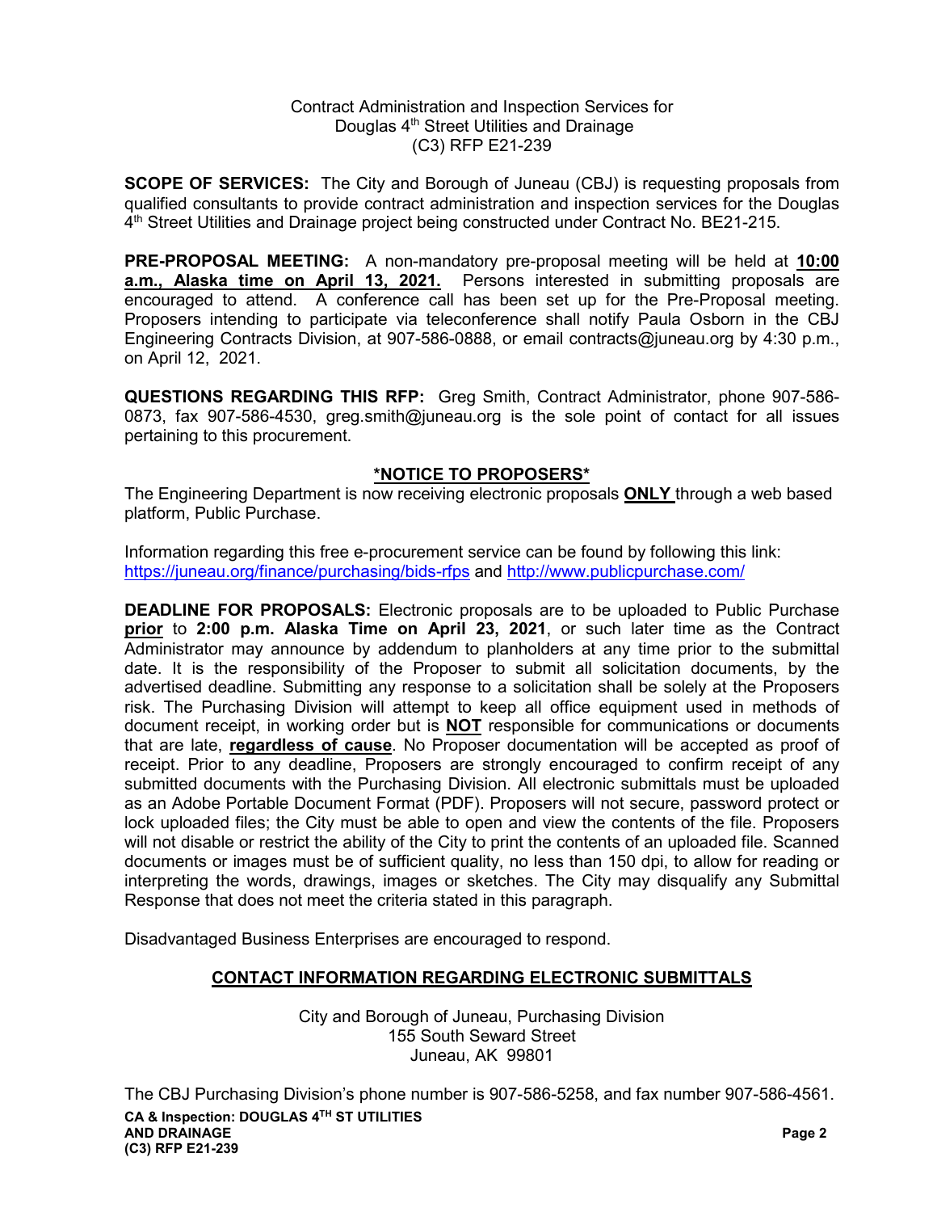Contract Administration and Inspection Services for
Douglas 4th Street Utilities and Drainage
(C3) RFP E21-239

**SCOPE OF SERVICES:** The City and Borough of Juneau (CBJ) is requesting proposals from qualified consultants to provide contract administration and inspection services for the Douglas 4th Street Utilities and Drainage project being constructed under Contract No. BE21-215.

**PRE-PROPOSAL MEETING:** A non-mandatory pre-proposal meeting will be held at **10:00 a.m., Alaska time on April 13, 2021.** Persons interested in submitting proposals are encouraged to attend. A conference call has been set up for the Pre-Proposal meeting. Proposers intending to participate via teleconference shall notify Paula Osborn in the CBJ Engineering Contracts Division, at 907-586-0888, or email contracts@juneau.org by 4:30 p.m., on April 12, 2021.

**QUESTIONS REGARDING THIS RFP:** Greg Smith, Contract Administrator, phone 907-586-0873, fax 907-586-4530, greg.smith@juneau.org is the sole point of contact for all issues pertaining to this procurement.

## *NOTICE TO PROPOSERS*

The Engineering Department is now receiving electronic proposals **ONLY** through a web based platform, Public Purchase.

Information regarding this free e-procurement service can be found by following this link: https://juneau.org/finance/purchasing/bids-rfps and http://www.publicpurchase.com/

**DEADLINE FOR PROPOSALS:** Electronic proposals are to be uploaded to Public Purchase **prior** to **2:00 p.m. Alaska Time on April 23, 2021**, or such later time as the Contract Administrator may announce by addendum to planholders at any time prior to the submittal date. It is the responsibility of the Proposer to submit all solicitation documents, by the advertised deadline. Submitting any response to a solicitation shall be solely at the Proposers risk. The Purchasing Division will attempt to keep all office equipment used in methods of document receipt, in working order but is **NOT** responsible for communications or documents that are late, **regardless of cause**. No Proposer documentation will be accepted as proof of receipt. Prior to any deadline, Proposers are strongly encouraged to confirm receipt of any submitted documents with the Purchasing Division. All electronic submittals must be uploaded as an Adobe Portable Document Format (PDF). Proposers will not secure, password protect or lock uploaded files; the City must be able to open and view the contents of the file. Proposers will not disable or restrict the ability of the City to print the contents of an uploaded file. Scanned documents or images must be of sufficient quality, no less than 150 dpi, to allow for reading or interpreting the words, drawings, images or sketches. The City may disqualify any Submittal Response that does not meet the criteria stated in this paragraph.

Disadvantaged Business Enterprises are encouraged to respond.

## CONTACT INFORMATION REGARDING ELECTRONIC SUBMITTALS

City and Borough of Juneau, Purchasing Division
155 South Seward Street
Juneau, AK 99801

The CBJ Purchasing Division's phone number is 907-586-5258, and fax number 907-586-4561.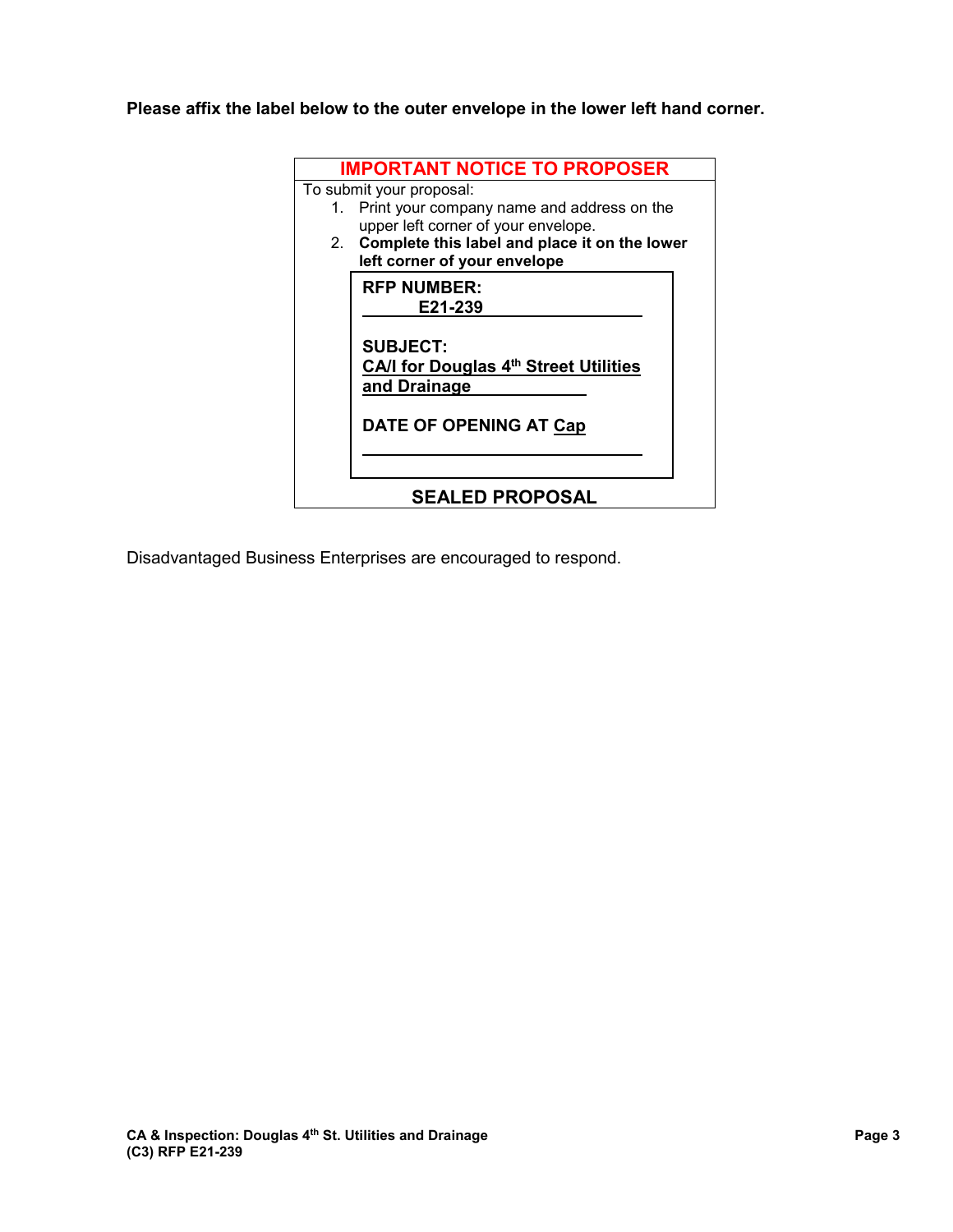**Please affix the label below to the outer envelope in the lower left hand corner.**

**IMPORTANT NOTICE TO PROPOSER**

To submit your proposal:

1. Print your company name and address on the upper left corner of your envelope.
2. **Complete this label and place it on the lower left corner of your envelope**

**RFP NUMBER:**
**E21-239**

**SUBJECT:**
**CA/I for Douglas 4th Street Utilities and Drainage**

**DATE OF OPENING AT Cap**

**SEALED PROPOSAL**

Disadvantaged Business Enterprises are encouraged to respond.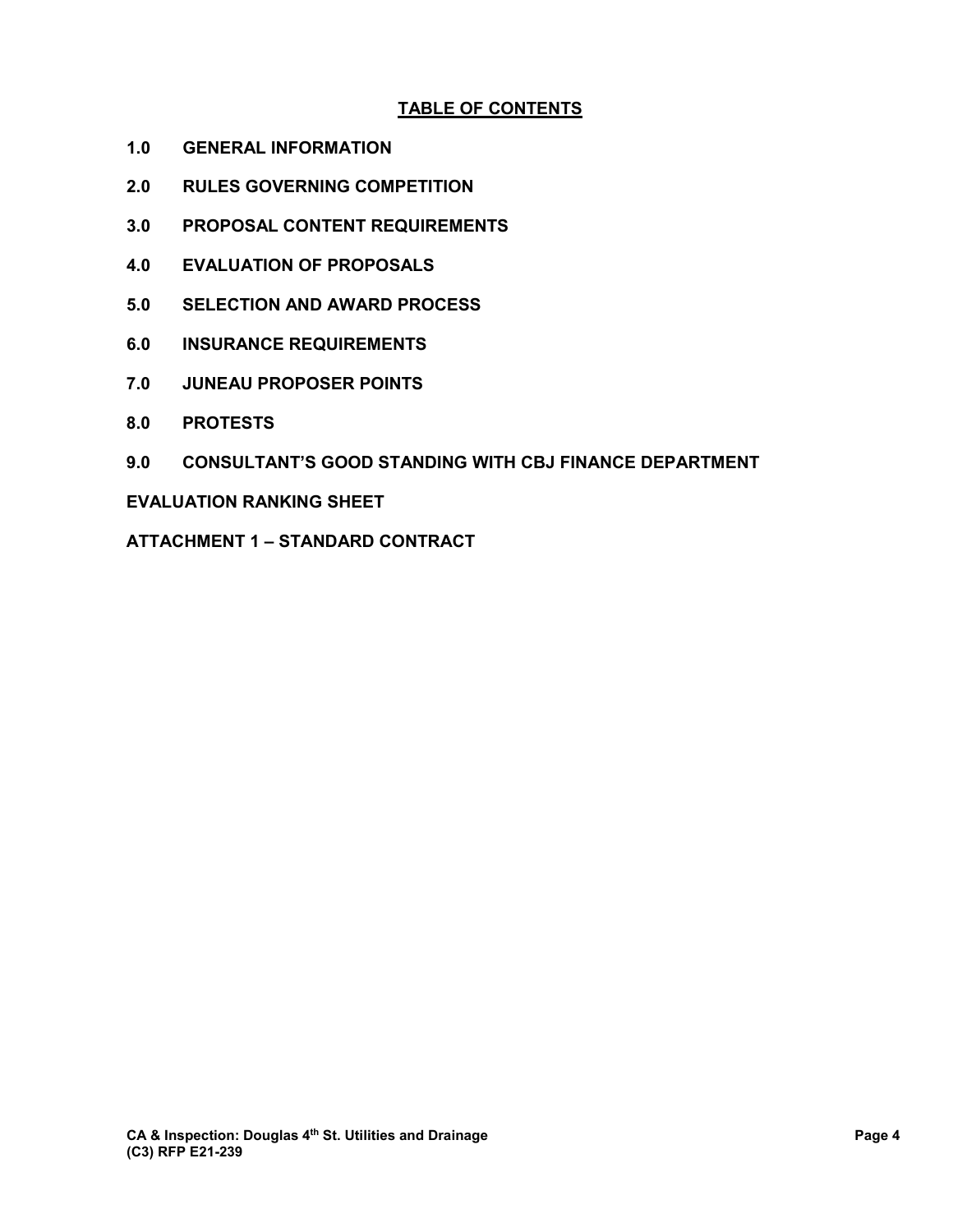## TABLE OF CONTENTS

**1.0 GENERAL INFORMATION**

**2.0 RULES GOVERNING COMPETITION**

**3.0 PROPOSAL CONTENT REQUIREMENTS**

**4.0 EVALUATION OF PROPOSALS**

**5.0 SELECTION AND AWARD PROCESS**

**6.0 INSURANCE REQUIREMENTS**

**7.0 JUNEAU PROPOSER POINTS**

**8.0 PROTESTS**

**9.0 CONSULTANT'S GOOD STANDING WITH CBJ FINANCE DEPARTMENT**

**EVALUATION RANKING SHEET**

**ATTACHMENT 1 – STANDARD CONTRACT**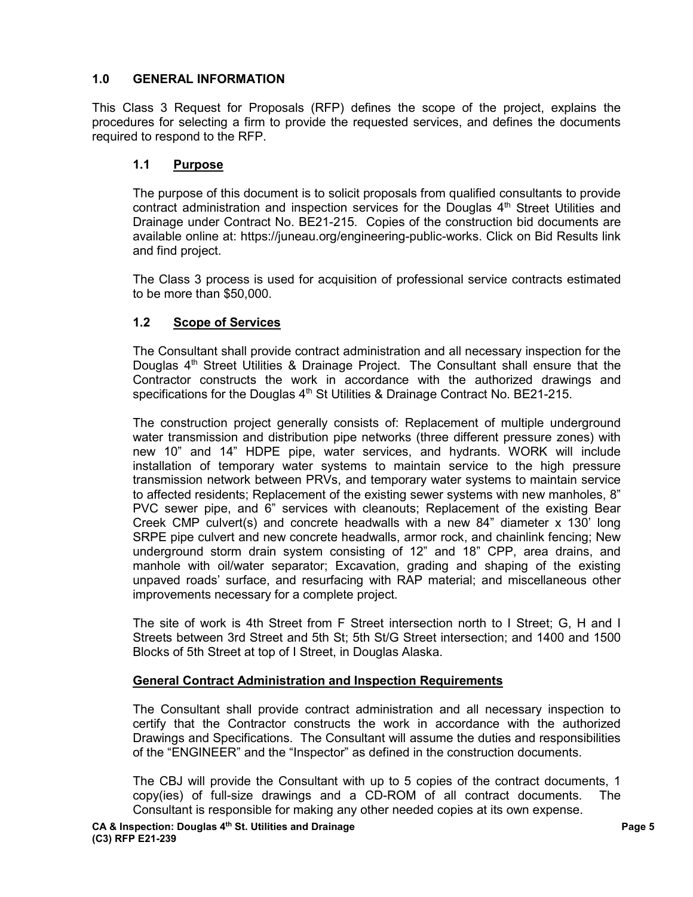## 1.0 GENERAL INFORMATION

This Class 3 Request for Proposals (RFP) defines the scope of the project, explains the procedures for selecting a firm to provide the requested services, and defines the documents required to respond to the RFP.

### 1.1 Purpose

The purpose of this document is to solicit proposals from qualified consultants to provide contract administration and inspection services for the Douglas 4th Street Utilities and Drainage under Contract No. BE21-215. Copies of the construction bid documents are available online at: https://juneau.org/engineering-public-works. Click on Bid Results link and find project.

The Class 3 process is used for acquisition of professional service contracts estimated to be more than $50,000.

### 1.2 Scope of Services

The Consultant shall provide contract administration and all necessary inspection for the Douglas 4th Street Utilities & Drainage Project. The Consultant shall ensure that the Contractor constructs the work in accordance with the authorized drawings and specifications for the Douglas 4th St Utilities & Drainage Contract No. BE21-215.

The construction project generally consists of: Replacement of multiple underground water transmission and distribution pipe networks (three different pressure zones) with new 10" and 14" HDPE pipe, water services, and hydrants. WORK will include installation of temporary water systems to maintain service to the high pressure transmission network between PRVs, and temporary water systems to maintain service to affected residents; Replacement of the existing sewer systems with new manholes, 8" PVC sewer pipe, and 6" services with cleanouts; Replacement of the existing Bear Creek CMP culvert(s) and concrete headwalls with a new 84" diameter x 130' long SRPE pipe culvert and new concrete headwalls, armor rock, and chainlink fencing; New underground storm drain system consisting of 12" and 18" CPP, area drains, and manhole with oil/water separator; Excavation, grading and shaping of the existing unpaved roads' surface, and resurfacing with RAP material; and miscellaneous other improvements necessary for a complete project.

The site of work is 4th Street from F Street intersection north to I Street; G, H and I Streets between 3rd Street and 5th St; 5th St/G Street intersection; and 1400 and 1500 Blocks of 5th Street at top of I Street, in Douglas Alaska.

#### General Contract Administration and Inspection Requirements

The Consultant shall provide contract administration and all necessary inspection to certify that the Contractor constructs the work in accordance with the authorized Drawings and Specifications. The Consultant will assume the duties and responsibilities of the "ENGINEER" and the "Inspector" as defined in the construction documents.

The CBJ will provide the Consultant with up to 5 copies of the contract documents, 1 copy(ies) of full-size drawings and a CD-ROM of all contract documents. The Consultant is responsible for making any other needed copies at its own expense.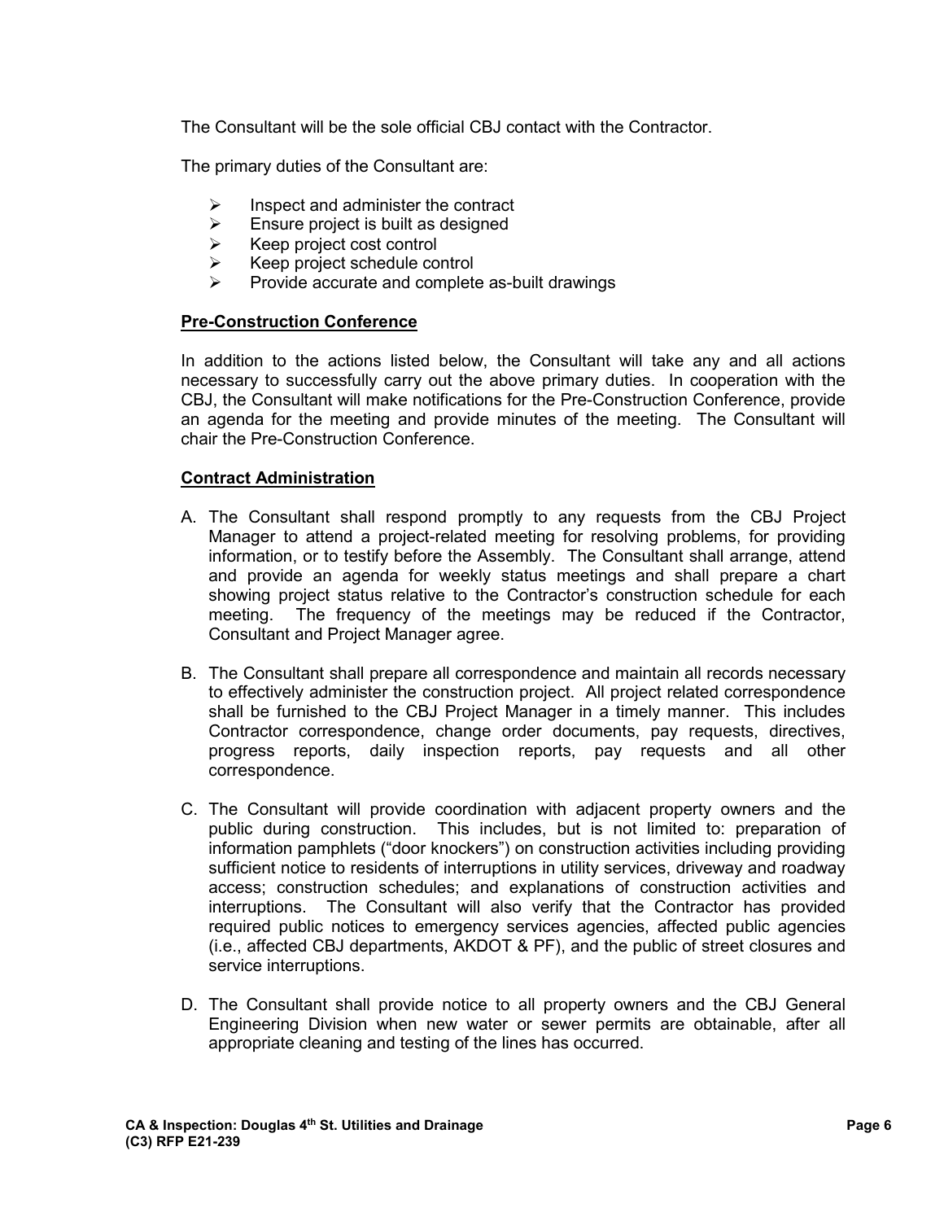The Consultant will be the sole official CBJ contact with the Contractor.

The primary duties of the Consultant are:

- Inspect and administer the contract
- Ensure project is built as designed
- Keep project cost control
- Keep project schedule control
- Provide accurate and complete as-built drawings

**Pre-Construction Conference**

In addition to the actions listed below, the Consultant will take any and all actions necessary to successfully carry out the above primary duties. In cooperation with the CBJ, the Consultant will make notifications for the Pre-Construction Conference, provide an agenda for the meeting and provide minutes of the meeting. The Consultant will chair the Pre-Construction Conference.

**Contract Administration**

A. The Consultant shall respond promptly to any requests from the CBJ Project Manager to attend a project-related meeting for resolving problems, for providing information, or to testify before the Assembly. The Consultant shall arrange, attend and provide an agenda for weekly status meetings and shall prepare a chart showing project status relative to the Contractor's construction schedule for each meeting. The frequency of the meetings may be reduced if the Contractor, Consultant and Project Manager agree.

B. The Consultant shall prepare all correspondence and maintain all records necessary to effectively administer the construction project. All project related correspondence shall be furnished to the CBJ Project Manager in a timely manner. This includes Contractor correspondence, change order documents, pay requests, directives, progress reports, daily inspection reports, pay requests and all other correspondence.

C. The Consultant will provide coordination with adjacent property owners and the public during construction. This includes, but is not limited to: preparation of information pamphlets ("door knockers") on construction activities including providing sufficient notice to residents of interruptions in utility services, driveway and roadway access; construction schedules; and explanations of construction activities and interruptions. The Consultant will also verify that the Contractor has provided required public notices to emergency services agencies, affected public agencies (i.e., affected CBJ departments, AKDOT & PF), and the public of street closures and service interruptions.

D. The Consultant shall provide notice to all property owners and the CBJ General Engineering Division when new water or sewer permits are obtainable, after all appropriate cleaning and testing of the lines has occurred.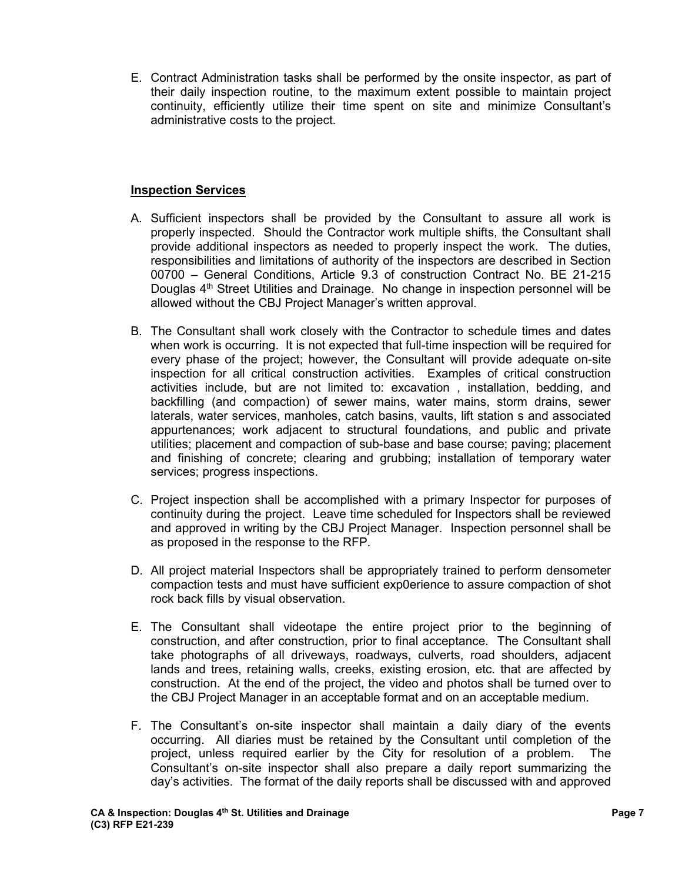E. Contract Administration tasks shall be performed by the onsite inspector, as part of their daily inspection routine, to the maximum extent possible to maintain project continuity, efficiently utilize their time spent on site and minimize Consultant's administrative costs to the project.

**Inspection Services**

A. Sufficient inspectors shall be provided by the Consultant to assure all work is properly inspected. Should the Contractor work multiple shifts, the Consultant shall provide additional inspectors as needed to properly inspect the work. The duties, responsibilities and limitations of authority of the inspectors are described in Section 00700 – General Conditions, Article 9.3 of construction Contract No. BE 21-215 Douglas 4th Street Utilities and Drainage. No change in inspection personnel will be allowed without the CBJ Project Manager's written approval.

B. The Consultant shall work closely with the Contractor to schedule times and dates when work is occurring. It is not expected that full-time inspection will be required for every phase of the project; however, the Consultant will provide adequate on-site inspection for all critical construction activities. Examples of critical construction activities include, but are not limited to: excavation , installation, bedding, and backfilling (and compaction) of sewer mains, water mains, storm drains, sewer laterals, water services, manholes, catch basins, vaults, lift station s and associated appurtenances; work adjacent to structural foundations, and public and private utilities; placement and compaction of sub-base and base course; paving; placement and finishing of concrete; clearing and grubbing; installation of temporary water services; progress inspections.

C. Project inspection shall be accomplished with a primary Inspector for purposes of continuity during the project. Leave time scheduled for Inspectors shall be reviewed and approved in writing by the CBJ Project Manager. Inspection personnel shall be as proposed in the response to the RFP.

D. All project material Inspectors shall be appropriately trained to perform densometer compaction tests and must have sufficient exp0erience to assure compaction of shot rock back fills by visual observation.

E. The Consultant shall videotape the entire project prior to the beginning of construction, and after construction, prior to final acceptance. The Consultant shall take photographs of all driveways, roadways, culverts, road shoulders, adjacent lands and trees, retaining walls, creeks, existing erosion, etc. that are affected by construction. At the end of the project, the video and photos shall be turned over to the CBJ Project Manager in an acceptable format and on an acceptable medium.

F. The Consultant's on-site inspector shall maintain a daily diary of the events occurring. All diaries must be retained by the Consultant until completion of the project, unless required earlier by the City for resolution of a problem. The Consultant's on-site inspector shall also prepare a daily report summarizing the day's activities. The format of the daily reports shall be discussed with and approved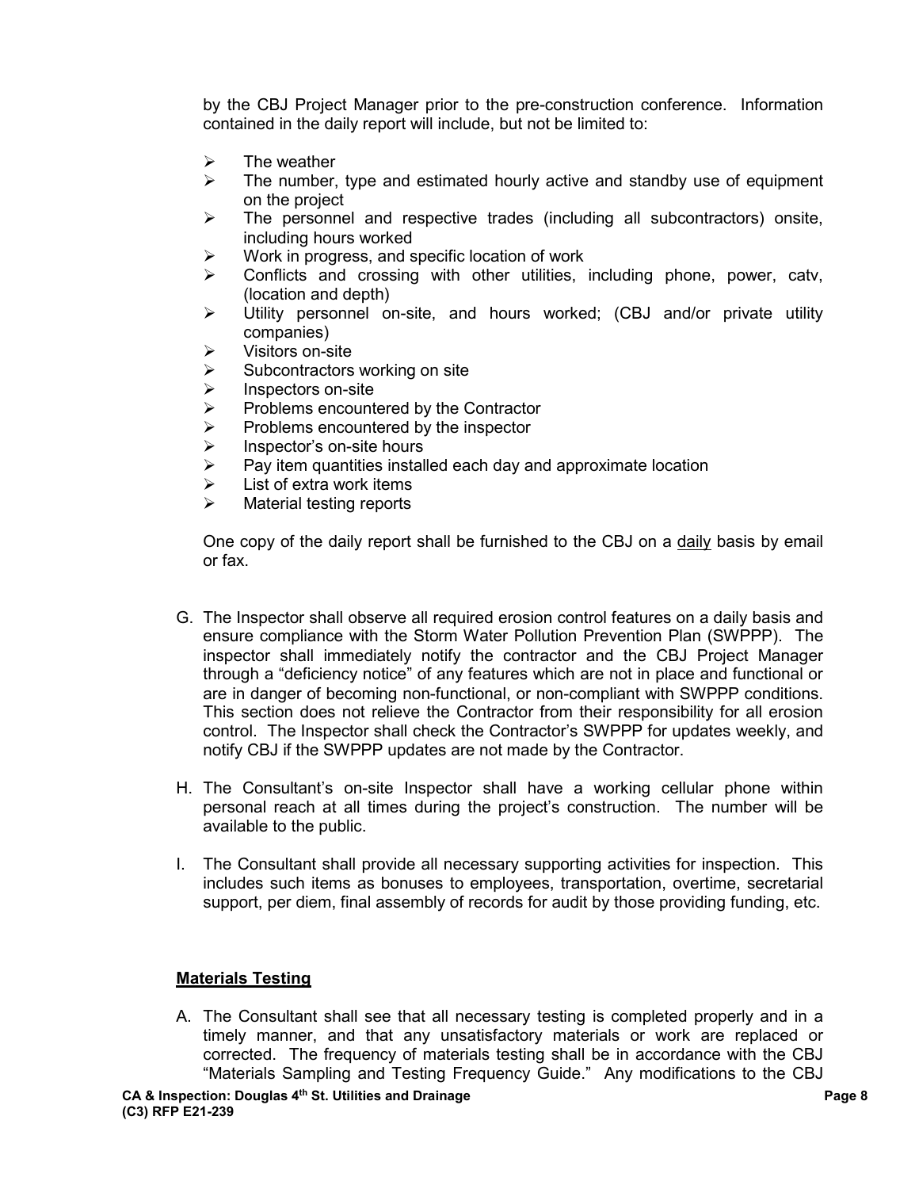by the CBJ Project Manager prior to the pre-construction conference. Information contained in the daily report will include, but not be limited to:

- The weather
- The number, type and estimated hourly active and standby use of equipment on the project
- The personnel and respective trades (including all subcontractors) onsite, including hours worked
- Work in progress, and specific location of work
- Conflicts and crossing with other utilities, including phone, power, catv, (location and depth)
- Utility personnel on-site, and hours worked; (CBJ and/or private utility companies)
- Visitors on-site
- Subcontractors working on site
- Inspectors on-site
- Problems encountered by the Contractor
- Problems encountered by the inspector
- Inspector's on-site hours
- Pay item quantities installed each day and approximate location
- List of extra work items
- Material testing reports

One copy of the daily report shall be furnished to the CBJ on a daily basis by email or fax.

G. The Inspector shall observe all required erosion control features on a daily basis and ensure compliance with the Storm Water Pollution Prevention Plan (SWPPP). The inspector shall immediately notify the contractor and the CBJ Project Manager through a "deficiency notice" of any features which are not in place and functional or are in danger of becoming non-functional, or non-compliant with SWPPP conditions. This section does not relieve the Contractor from their responsibility for all erosion control. The Inspector shall check the Contractor's SWPPP for updates weekly, and notify CBJ if the SWPPP updates are not made by the Contractor.

H. The Consultant's on-site Inspector shall have a working cellular phone within personal reach at all times during the project's construction. The number will be available to the public.

I. The Consultant shall provide all necessary supporting activities for inspection. This includes such items as bonuses to employees, transportation, overtime, secretarial support, per diem, final assembly of records for audit by those providing funding, etc.

## Materials Testing

A. The Consultant shall see that all necessary testing is completed properly and in a timely manner, and that any unsatisfactory materials or work are replaced or corrected. The frequency of materials testing shall be in accordance with the CBJ "Materials Sampling and Testing Frequency Guide." Any modifications to the CBJ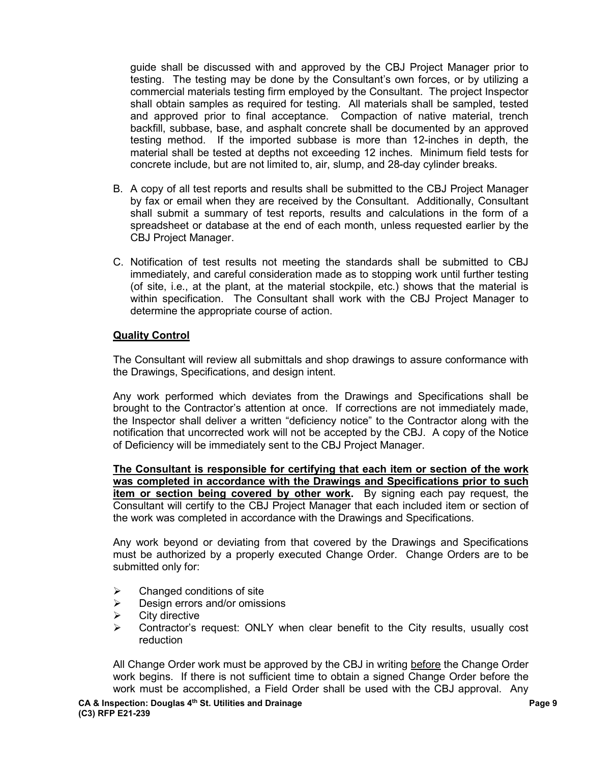guide shall be discussed with and approved by the CBJ Project Manager prior to testing. The testing may be done by the Consultant's own forces, or by utilizing a commercial materials testing firm employed by the Consultant. The project Inspector shall obtain samples as required for testing. All materials shall be sampled, tested and approved prior to final acceptance. Compaction of native material, trench backfill, subbase, base, and asphalt concrete shall be documented by an approved testing method. If the imported subbase is more than 12-inches in depth, the material shall be tested at depths not exceeding 12 inches. Minimum field tests for concrete include, but are not limited to, air, slump, and 28-day cylinder breaks.

B. A copy of all test reports and results shall be submitted to the CBJ Project Manager by fax or email when they are received by the Consultant. Additionally, Consultant shall submit a summary of test reports, results and calculations in the form of a spreadsheet or database at the end of each month, unless requested earlier by the CBJ Project Manager.

C. Notification of test results not meeting the standards shall be submitted to CBJ immediately, and careful consideration made as to stopping work until further testing (of site, i.e., at the plant, at the material stockpile, etc.) shows that the material is within specification. The Consultant shall work with the CBJ Project Manager to determine the appropriate course of action.

**Quality Control**

The Consultant will review all submittals and shop drawings to assure conformance with the Drawings, Specifications, and design intent.

Any work performed which deviates from the Drawings and Specifications shall be brought to the Contractor's attention at once. If corrections are not immediately made, the Inspector shall deliver a written "deficiency notice" to the Contractor along with the notification that uncorrected work will not be accepted by the CBJ. A copy of the Notice of Deficiency will be immediately sent to the CBJ Project Manager.

**The Consultant is responsible for certifying that each item or section of the work was completed in accordance with the Drawings and Specifications prior to such item or section being covered by other work.** By signing each pay request, the Consultant will certify to the CBJ Project Manager that each included item or section of the work was completed in accordance with the Drawings and Specifications.

Any work beyond or deviating from that covered by the Drawings and Specifications must be authorized by a properly executed Change Order. Change Orders are to be submitted only for:

- Changed conditions of site
- Design errors and/or omissions
- City directive
- Contractor's request: ONLY when clear benefit to the City results, usually cost reduction

All Change Order work must be approved by the CBJ in writing before the Change Order work begins. If there is not sufficient time to obtain a signed Change Order before the work must be accomplished, a Field Order shall be used with the CBJ approval. Any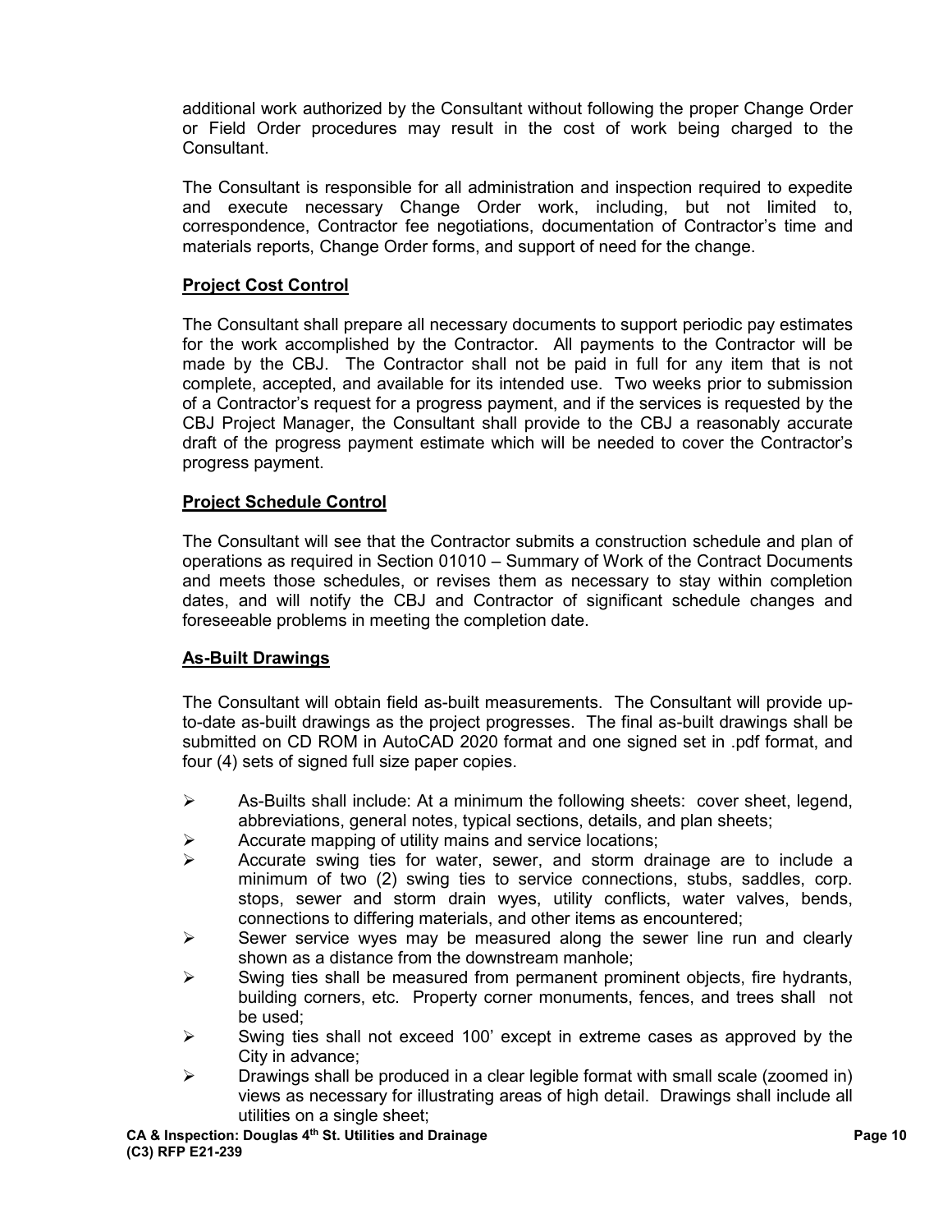additional work authorized by the Consultant without following the proper Change Order or Field Order procedures may result in the cost of work being charged to the Consultant.

The Consultant is responsible for all administration and inspection required to expedite and execute necessary Change Order work, including, but not limited to, correspondence, Contractor fee negotiations, documentation of Contractor's time and materials reports, Change Order forms, and support of need for the change.

## Project Cost Control

The Consultant shall prepare all necessary documents to support periodic pay estimates for the work accomplished by the Contractor. All payments to the Contractor will be made by the CBJ. The Contractor shall not be paid in full for any item that is not complete, accepted, and available for its intended use. Two weeks prior to submission of a Contractor's request for a progress payment, and if the services is requested by the CBJ Project Manager, the Consultant shall provide to the CBJ a reasonably accurate draft of the progress payment estimate which will be needed to cover the Contractor's progress payment.

## Project Schedule Control

The Consultant will see that the Contractor submits a construction schedule and plan of operations as required in Section 01010 – Summary of Work of the Contract Documents and meets those schedules, or revises them as necessary to stay within completion dates, and will notify the CBJ and Contractor of significant schedule changes and foreseeable problems in meeting the completion date.

## As-Built Drawings

The Consultant will obtain field as-built measurements. The Consultant will provide up-to-date as-built drawings as the project progresses. The final as-built drawings shall be submitted on CD ROM in AutoCAD 2020 format and one signed set in .pdf format, and four (4) sets of signed full size paper copies.

- As-Builts shall include: At a minimum the following sheets: cover sheet, legend, abbreviations, general notes, typical sections, details, and plan sheets;
- Accurate mapping of utility mains and service locations;
- Accurate swing ties for water, sewer, and storm drainage are to include a minimum of two (2) swing ties to service connections, stubs, saddles, corp. stops, sewer and storm drain wyes, utility conflicts, water valves, bends, connections to differing materials, and other items as encountered;
- Sewer service wyes may be measured along the sewer line run and clearly shown as a distance from the downstream manhole;
- Swing ties shall be measured from permanent prominent objects, fire hydrants, building corners, etc. Property corner monuments, fences, and trees shall not be used;
- Swing ties shall not exceed 100' except in extreme cases as approved by the City in advance;
- Drawings shall be produced in a clear legible format with small scale (zoomed in) views as necessary for illustrating areas of high detail. Drawings shall include all utilities on a single sheet;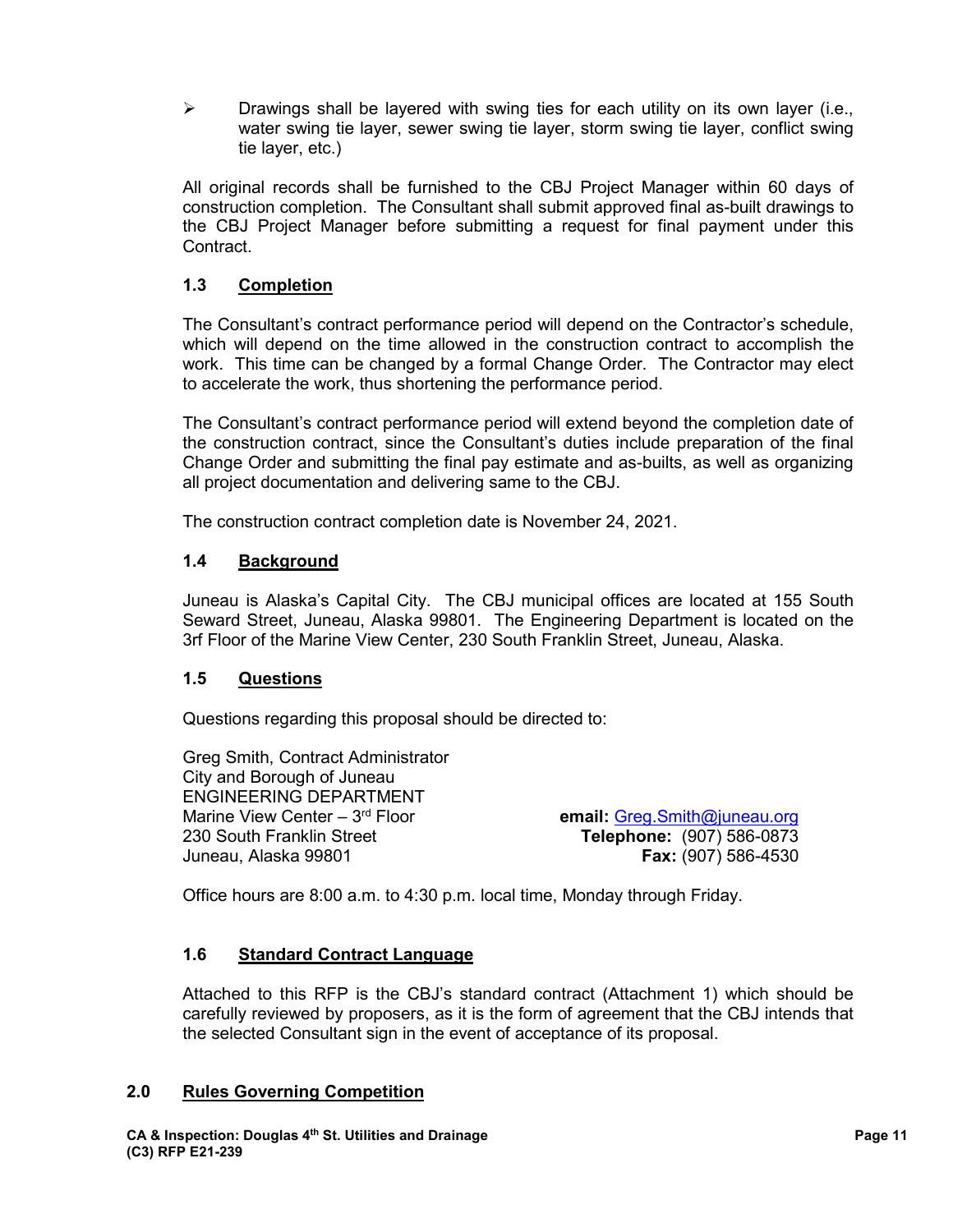- Drawings shall be layered with swing ties for each utility on its own layer (i.e., water swing tie layer, sewer swing tie layer, storm swing tie layer, conflict swing tie layer, etc.)

All original records shall be furnished to the CBJ Project Manager within 60 days of construction completion. The Consultant shall submit approved final as-built drawings to the CBJ Project Manager before submitting a request for final payment under this Contract.

### 1.3 Completion

The Consultant's contract performance period will depend on the Contractor's schedule, which will depend on the time allowed in the construction contract to accomplish the work. This time can be changed by a formal Change Order. The Contractor may elect to accelerate the work, thus shortening the performance period.

The Consultant's contract performance period will extend beyond the completion date of the construction contract, since the Consultant's duties include preparation of the final Change Order and submitting the final pay estimate and as-builts, as well as organizing all project documentation and delivering same to the CBJ.

The construction contract completion date is November 24, 2021.

### 1.4 Background

Juneau is Alaska's Capital City. The CBJ municipal offices are located at 155 South Seward Street, Juneau, Alaska 99801. The Engineering Department is located on the 3rf Floor of the Marine View Center, 230 South Franklin Street, Juneau, Alaska.

### 1.5 Questions

Questions regarding this proposal should be directed to:

Greg Smith, Contract Administrator
City and Borough of Juneau
ENGINEERING DEPARTMENT
Marine View Center – 3rd Floor
230 South Franklin Street
Juneau, Alaska 99801

**email:** Greg.Smith@juneau.org
**Telephone:** (907) 586-0873
**Fax:** (907) 586-4530

Office hours are 8:00 a.m. to 4:30 p.m. local time, Monday through Friday.

### 1.6 Standard Contract Language

Attached to this RFP is the CBJ's standard contract (Attachment 1) which should be carefully reviewed by proposers, as it is the form of agreement that the CBJ intends that the selected Consultant sign in the event of acceptance of its proposal.

## 2.0 Rules Governing Competition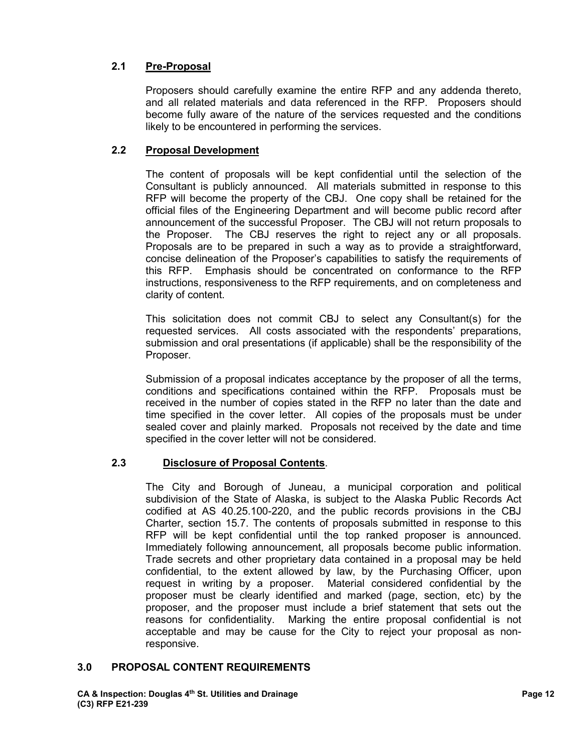### 2.1 Pre-Proposal

Proposers should carefully examine the entire RFP and any addenda thereto, and all related materials and data referenced in the RFP. Proposers should become fully aware of the nature of the services requested and the conditions likely to be encountered in performing the services.

### 2.2 Proposal Development

The content of proposals will be kept confidential until the selection of the Consultant is publicly announced. All materials submitted in response to this RFP will become the property of the CBJ. One copy shall be retained for the official files of the Engineering Department and will become public record after announcement of the successful Proposer. The CBJ will not return proposals to the Proposer. The CBJ reserves the right to reject any or all proposals. Proposals are to be prepared in such a way as to provide a straightforward, concise delineation of the Proposer's capabilities to satisfy the requirements of this RFP. Emphasis should be concentrated on conformance to the RFP instructions, responsiveness to the RFP requirements, and on completeness and clarity of content.

This solicitation does not commit CBJ to select any Consultant(s) for the requested services. All costs associated with the respondents' preparations, submission and oral presentations (if applicable) shall be the responsibility of the Proposer.

Submission of a proposal indicates acceptance by the proposer of all the terms, conditions and specifications contained within the RFP. Proposals must be received in the number of copies stated in the RFP no later than the date and time specified in the cover letter. All copies of the proposals must be under sealed cover and plainly marked. Proposals not received by the date and time specified in the cover letter will not be considered.

### 2.3 Disclosure of Proposal Contents.

The City and Borough of Juneau, a municipal corporation and political subdivision of the State of Alaska, is subject to the Alaska Public Records Act codified at AS 40.25.100-220, and the public records provisions in the CBJ Charter, section 15.7. The contents of proposals submitted in response to this RFP will be kept confidential until the top ranked proposer is announced. Immediately following announcement, all proposals become public information. Trade secrets and other proprietary data contained in a proposal may be held confidential, to the extent allowed by law, by the Purchasing Officer, upon request in writing by a proposer. Material considered confidential by the proposer must be clearly identified and marked (page, section, etc) by the proposer, and the proposer must include a brief statement that sets out the reasons for confidentiality. Marking the entire proposal confidential is not acceptable and may be cause for the City to reject your proposal as non-responsive.

## 3.0 PROPOSAL CONTENT REQUIREMENTS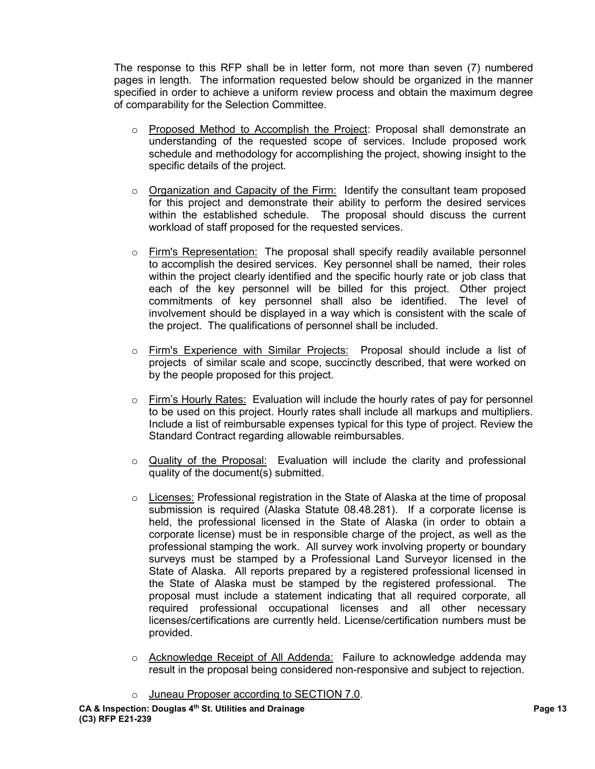The response to this RFP shall be in letter form, not more than seven (7) numbered pages in length. The information requested below should be organized in the manner specified in order to achieve a uniform review process and obtain the maximum degree of comparability for the Selection Committee.

- Proposed Method to Accomplish the Project: Proposal shall demonstrate an understanding of the requested scope of services. Include proposed work schedule and methodology for accomplishing the project, showing insight to the specific details of the project.

- Organization and Capacity of the Firm: Identify the consultant team proposed for this project and demonstrate their ability to perform the desired services within the established schedule. The proposal should discuss the current workload of staff proposed for the requested services.

- Firm's Representation: The proposal shall specify readily available personnel to accomplish the desired services. Key personnel shall be named, their roles within the project clearly identified and the specific hourly rate or job class that each of the key personnel will be billed for this project. Other project commitments of key personnel shall also be identified. The level of involvement should be displayed in a way which is consistent with the scale of the project. The qualifications of personnel shall be included.

- Firm's Experience with Similar Projects: Proposal should include a list of projects of similar scale and scope, succinctly described, that were worked on by the people proposed for this project.

- Firm's Hourly Rates: Evaluation will include the hourly rates of pay for personnel to be used on this project. Hourly rates shall include all markups and multipliers. Include a list of reimbursable expenses typical for this type of project. Review the Standard Contract regarding allowable reimbursables.

- Quality of the Proposal: Evaluation will include the clarity and professional quality of the document(s) submitted.

- Licenses: Professional registration in the State of Alaska at the time of proposal submission is required (Alaska Statute 08.48.281). If a corporate license is held, the professional licensed in the State of Alaska (in order to obtain a corporate license) must be in responsible charge of the project, as well as the professional stamping the work. All survey work involving property or boundary surveys must be stamped by a Professional Land Surveyor licensed in the State of Alaska. All reports prepared by a registered professional licensed in the State of Alaska must be stamped by the registered professional. The proposal must include a statement indicating that all required corporate, all required professional occupational licenses and all other necessary licenses/certifications are currently held. License/certification numbers must be provided.

- Acknowledge Receipt of All Addenda: Failure to acknowledge addenda may result in the proposal being considered non-responsive and subject to rejection.

- Juneau Proposer according to SECTION 7.0.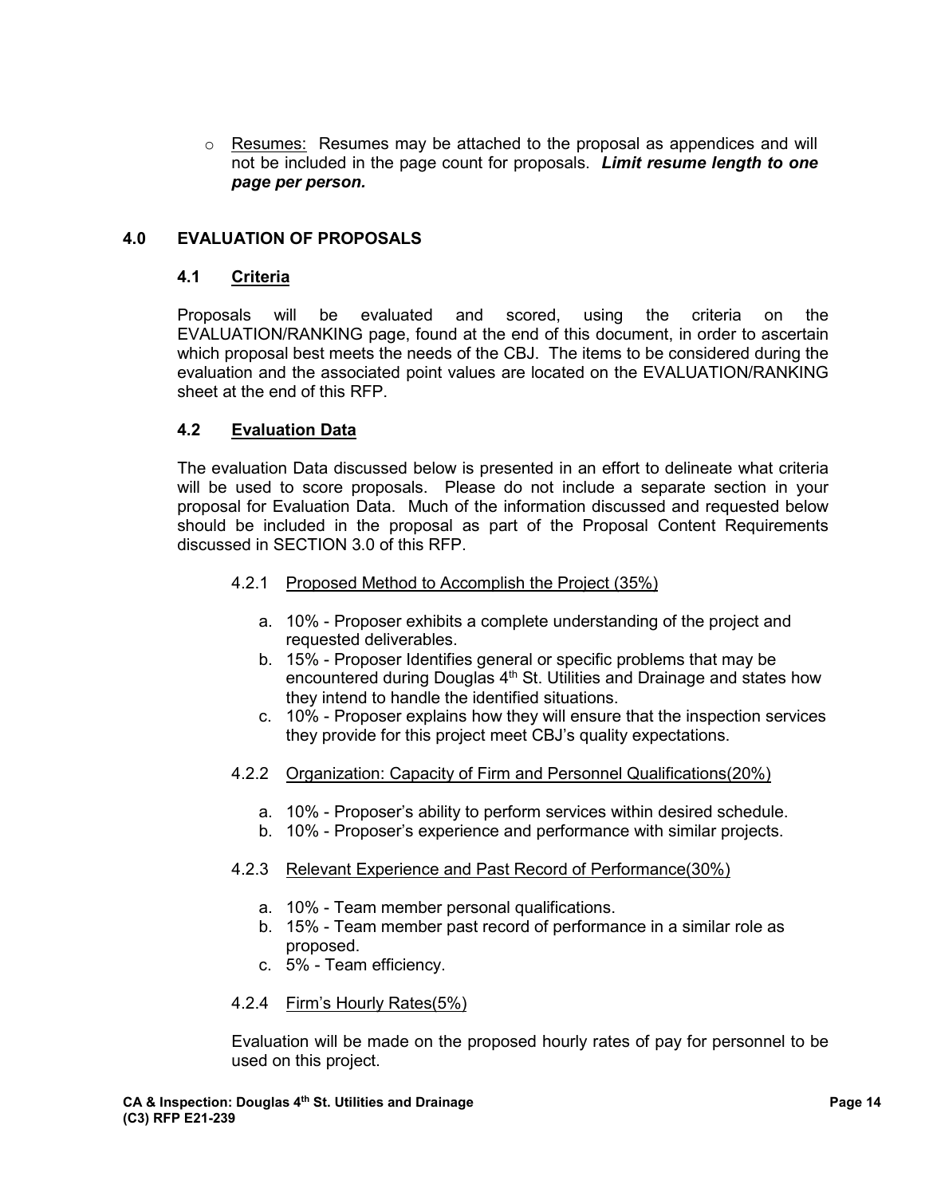- Resumes: Resumes may be attached to the proposal as appendices and will not be included in the page count for proposals. ***Limit resume length to one page per person.***

## 4.0 EVALUATION OF PROPOSALS

### 4.1 Criteria

Proposals will be evaluated and scored, using the criteria on the EVALUATION/RANKING page, found at the end of this document, in order to ascertain which proposal best meets the needs of the CBJ. The items to be considered during the evaluation and the associated point values are located on the EVALUATION/RANKING sheet at the end of this RFP.

### 4.2 Evaluation Data

The evaluation Data discussed below is presented in an effort to delineate what criteria will be used to score proposals. Please do not include a separate section in your proposal for Evaluation Data. Much of the information discussed and requested below should be included in the proposal as part of the Proposal Content Requirements discussed in SECTION 3.0 of this RFP.

4.2.1 Proposed Method to Accomplish the Project (35%)

a. 10% - Proposer exhibits a complete understanding of the project and requested deliverables.
b. 15% - Proposer Identifies general or specific problems that may be encountered during Douglas 4th St. Utilities and Drainage and states how they intend to handle the identified situations.
c. 10% - Proposer explains how they will ensure that the inspection services they provide for this project meet CBJ's quality expectations.

4.2.2 Organization: Capacity of Firm and Personnel Qualifications(20%)

a. 10% - Proposer's ability to perform services within desired schedule.
b. 10% - Proposer's experience and performance with similar projects.

4.2.3 Relevant Experience and Past Record of Performance(30%)

a. 10% - Team member personal qualifications.
b. 15% - Team member past record of performance in a similar role as proposed.
c. 5% - Team efficiency.

4.2.4 Firm's Hourly Rates(5%)

Evaluation will be made on the proposed hourly rates of pay for personnel to be used on this project.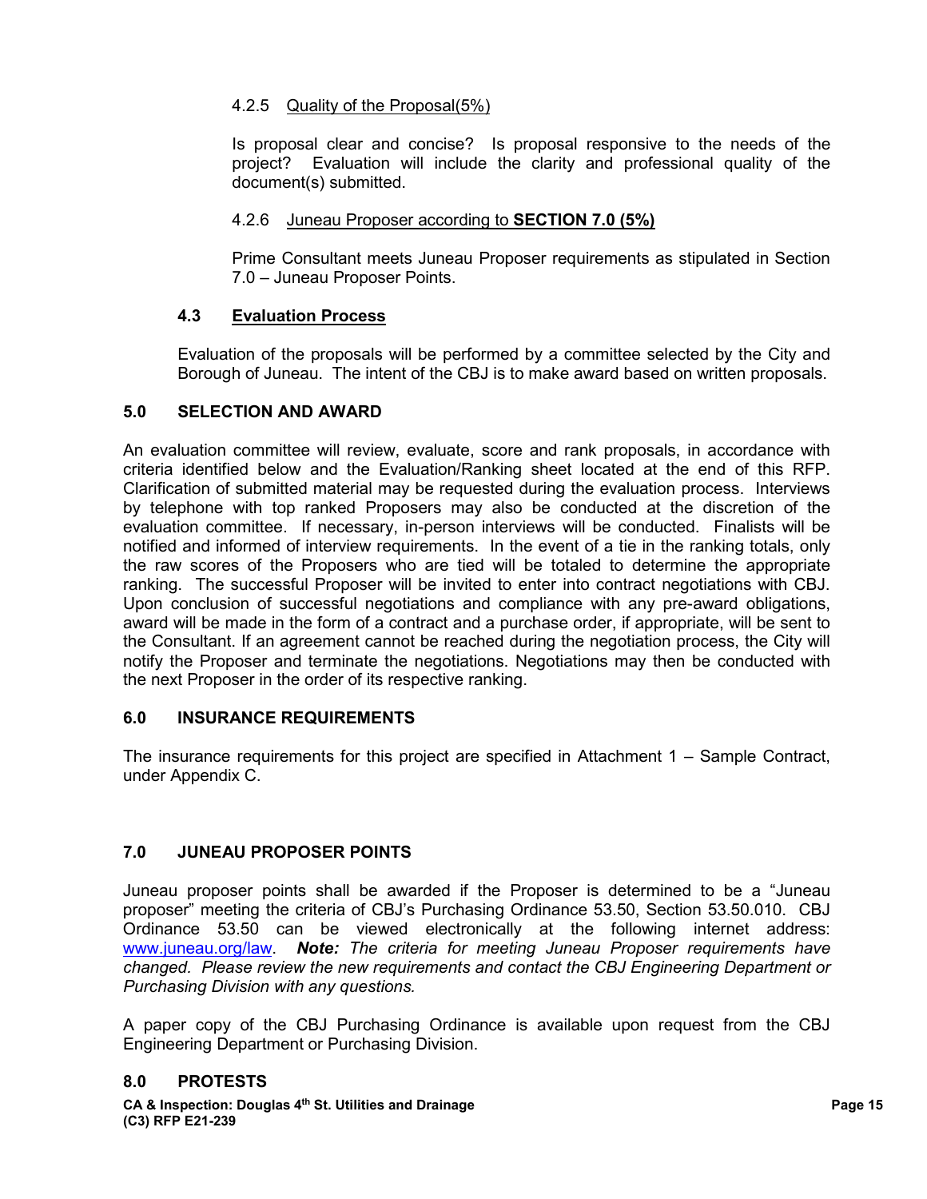#### 4.2.5 Quality of the Proposal(5%)

Is proposal clear and concise? Is proposal responsive to the needs of the project? Evaluation will include the clarity and professional quality of the document(s) submitted.

#### 4.2.6 Juneau Proposer according to **SECTION 7.0 (5%)**

Prime Consultant meets Juneau Proposer requirements as stipulated in Section 7.0 – Juneau Proposer Points.

### 4.3 Evaluation Process

Evaluation of the proposals will be performed by a committee selected by the City and Borough of Juneau. The intent of the CBJ is to make award based on written proposals.

## 5.0 SELECTION AND AWARD

An evaluation committee will review, evaluate, score and rank proposals, in accordance with criteria identified below and the Evaluation/Ranking sheet located at the end of this RFP. Clarification of submitted material may be requested during the evaluation process. Interviews by telephone with top ranked Proposers may also be conducted at the discretion of the evaluation committee. If necessary, in-person interviews will be conducted. Finalists will be notified and informed of interview requirements. In the event of a tie in the ranking totals, only the raw scores of the Proposers who are tied will be totaled to determine the appropriate ranking. The successful Proposer will be invited to enter into contract negotiations with CBJ. Upon conclusion of successful negotiations and compliance with any pre-award obligations, award will be made in the form of a contract and a purchase order, if appropriate, will be sent to the Consultant. If an agreement cannot be reached during the negotiation process, the City will notify the Proposer and terminate the negotiations. Negotiations may then be conducted with the next Proposer in the order of its respective ranking.

## 6.0 INSURANCE REQUIREMENTS

The insurance requirements for this project are specified in Attachment 1 – Sample Contract, under Appendix C.

## 7.0 JUNEAU PROPOSER POINTS

Juneau proposer points shall be awarded if the Proposer is determined to be a "Juneau proposer" meeting the criteria of CBJ's Purchasing Ordinance 53.50, Section 53.50.010. CBJ Ordinance 53.50 can be viewed electronically at the following internet address: [www.juneau.org/law](http://www.juneau.org/law). ***Note:*** *The criteria for meeting Juneau Proposer requirements have changed. Please review the new requirements and contact the CBJ Engineering Department or Purchasing Division with any questions.*

A paper copy of the CBJ Purchasing Ordinance is available upon request from the CBJ Engineering Department or Purchasing Division.

## 8.0 PROTESTS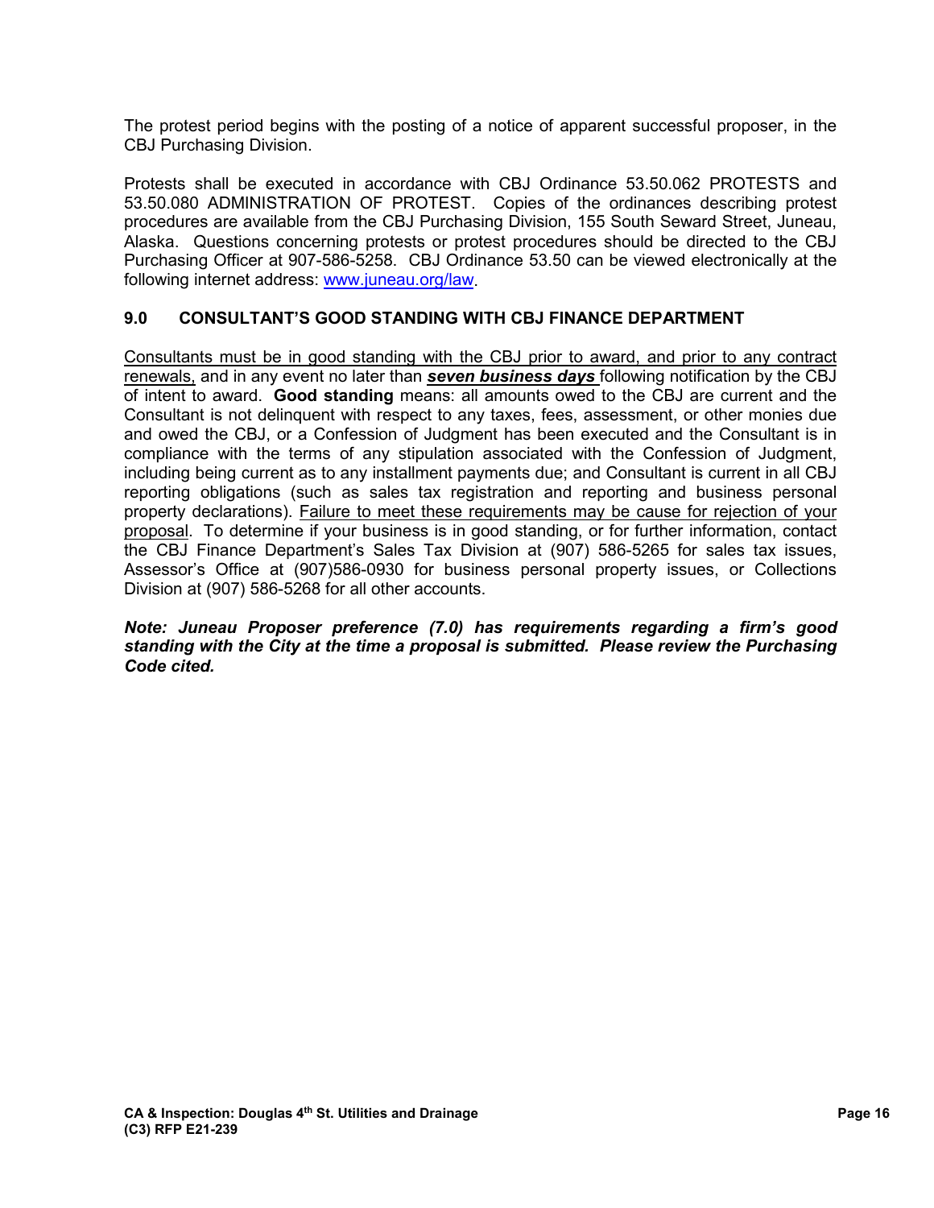The protest period begins with the posting of a notice of apparent successful proposer, in the CBJ Purchasing Division.

Protests shall be executed in accordance with CBJ Ordinance 53.50.062 PROTESTS and 53.50.080 ADMINISTRATION OF PROTEST. Copies of the ordinances describing protest procedures are available from the CBJ Purchasing Division, 155 South Seward Street, Juneau, Alaska. Questions concerning protests or protest procedures should be directed to the CBJ Purchasing Officer at 907-586-5258. CBJ Ordinance 53.50 can be viewed electronically at the following internet address: [www.juneau.org/law](www.juneau.org/law).

## 9.0 CONSULTANT'S GOOD STANDING WITH CBJ FINANCE DEPARTMENT

Consultants must be in good standing with the CBJ prior to award, and prior to any contract renewals, and in any event no later than ***seven business days*** following notification by the CBJ of intent to award. **Good standing** means: all amounts owed to the CBJ are current and the Consultant is not delinquent with respect to any taxes, fees, assessment, or other monies due and owed the CBJ, or a Confession of Judgment has been executed and the Consultant is in compliance with the terms of any stipulation associated with the Confession of Judgment, including being current as to any installment payments due; and Consultant is current in all CBJ reporting obligations (such as sales tax registration and reporting and business personal property declarations). Failure to meet these requirements may be cause for rejection of your proposal. To determine if your business is in good standing, or for further information, contact the CBJ Finance Department's Sales Tax Division at (907) 586-5265 for sales tax issues, Assessor's Office at (907)586-0930 for business personal property issues, or Collections Division at (907) 586-5268 for all other accounts.

***Note: Juneau Proposer preference (7.0) has requirements regarding a firm's good standing with the City at the time a proposal is submitted. Please review the Purchasing Code cited.***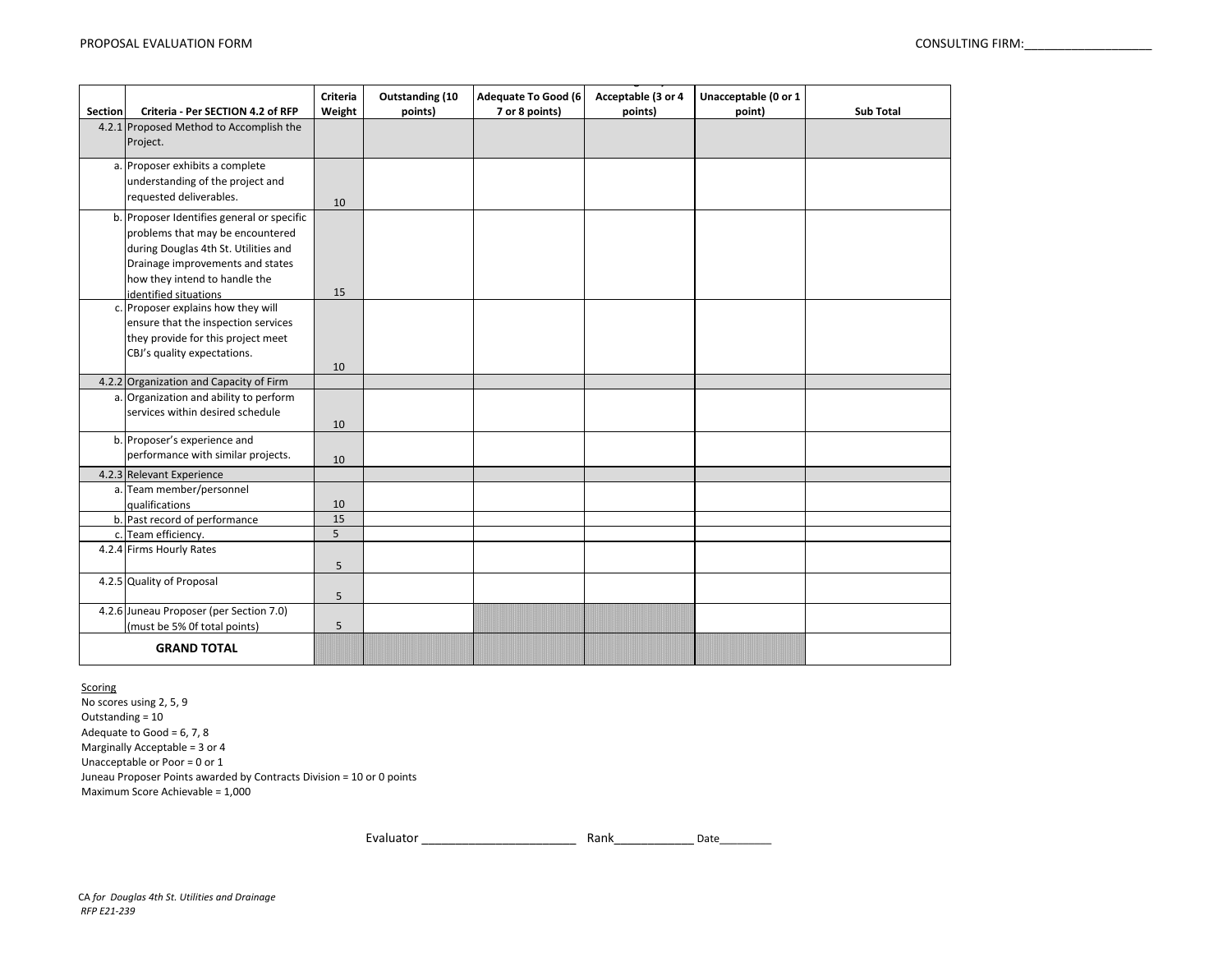PROPOSAL EVALUATION FORM

CONSULTING FIRM:___________________

| Section | Criteria - Per SECTION 4.2 of RFP | Criteria Weight | Outstanding (10 points) | Adequate To Good (6 7 or 8 points) | Acceptable (3 or 4 points) | Unacceptable (0 or 1 point) | Sub Total |
|---|---|---|---|---|---|---|---|
| 4.2.1 | Proposed Method to Accomplish the Project. | | | | | | |
| a. | Proposer exhibits a complete understanding of the project and requested deliverables. | 10 | | | | | |
| b. | Proposer Identifies general or specific problems that may be encountered during Douglas 4th St. Utilities and Drainage improvements and states how they intend to handle the identified situations | 15 | | | | | |
| c. | Proposer explains how they will ensure that the inspection services they provide for this project meet CBJ's quality expectations. | 10 | | | | | |
| 4.2.2 | Organization and Capacity of Firm | | | | | | |
| a. | Organization and ability to perform services within desired schedule | 10 | | | | | |
| b. | Proposer's experience and performance with similar projects. | 10 | | | | | |
| 4.2.3 | Relevant Experience | | | | | | |
| a. | Team member/personnel qualifications | 10 | | | | | |
| b. | Past record of performance | 15 | | | | | |
| c. | Team efficiency. | 5 | | | | | |
| 4.2.4 | Firms Hourly Rates | 5 | | | | | |
| 4.2.5 | Quality of Proposal | 5 | | | | | |
| 4.2.6 | Juneau Proposer (per Section 7.0) (must be 5% 0f total points) | 5 | | | | | |
| | **GRAND TOTAL** | | | | | | |

Scoring
No scores using 2, 5, 9
Outstanding = 10
Adequate to Good = 6, 7, 8
Marginally Acceptable = 3 or 4
Unacceptable or Poor = 0 or 1
Juneau Proposer Points awarded by Contracts Division = 10 or 0 points
Maximum Score Achievable = 1,000

Evaluator _______________________ Rank____________ Date_________

CA *for Douglas 4th St. Utilities and Drainage*
*RFP E21-239*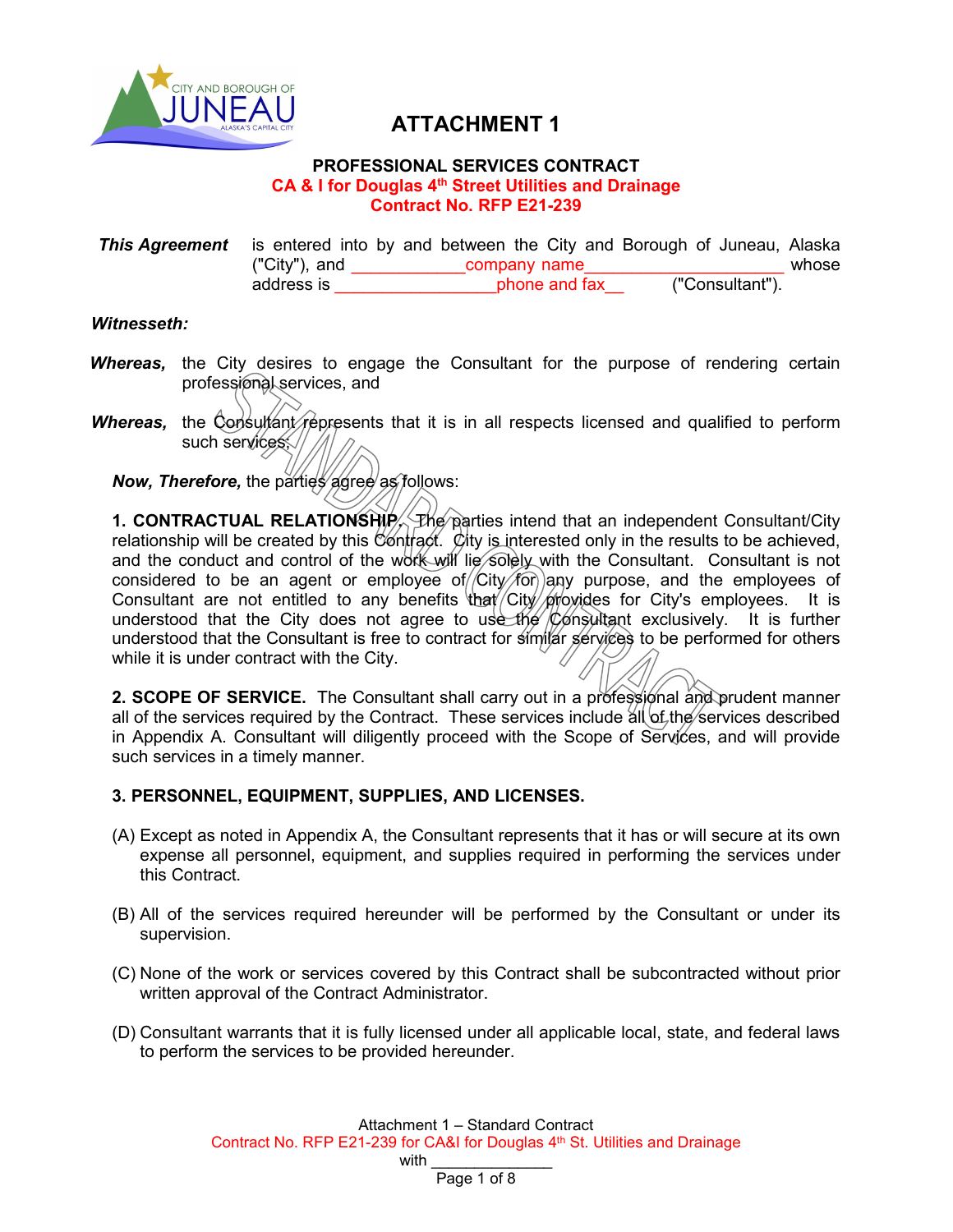# ATTACHMENT 1

## PROFESSIONAL SERVICES CONTRACT
## CA & I for Douglas 4th Street Utilities and Drainage
## Contract No. RFP E21-239

***This Agreement*** is entered into by and between the City and Borough of Juneau, Alaska ("City"), and ____________company name_____________________ whose address is _________________phone and fax__ ("Consultant").

***Witnesseth:***

***Whereas,*** the City desires to engage the Consultant for the purpose of rendering certain professional services, and

***Whereas,*** the Consultant represents that it is in all respects licensed and qualified to perform such services;

***Now, Therefore,*** the parties agree as follows:

**1. CONTRACTUAL RELATIONSHIP.** The parties intend that an independent Consultant/City relationship will be created by this Contract. City is interested only in the results to be achieved, and the conduct and control of the work will lie solely with the Consultant. Consultant is not considered to be an agent or employee of City for any purpose, and the employees of Consultant are not entitled to any benefits that City provides for City's employees. It is understood that the City does not agree to use the Consultant exclusively. It is further understood that the Consultant is free to contract for similar services to be performed for others while it is under contract with the City.

**2. SCOPE OF SERVICE.** The Consultant shall carry out in a professional and prudent manner all of the services required by the Contract. These services include all of the services described in Appendix A. Consultant will diligently proceed with the Scope of Services, and will provide such services in a timely manner.

**3. PERSONNEL, EQUIPMENT, SUPPLIES, AND LICENSES.**

(A) Except as noted in Appendix A, the Consultant represents that it has or will secure at its own expense all personnel, equipment, and supplies required in performing the services under this Contract.

(B) All of the services required hereunder will be performed by the Consultant or under its supervision.

(C) None of the work or services covered by this Contract shall be subcontracted without prior written approval of the Contract Administrator.

(D) Consultant warrants that it is fully licensed under all applicable local, state, and federal laws to perform the services to be provided hereunder.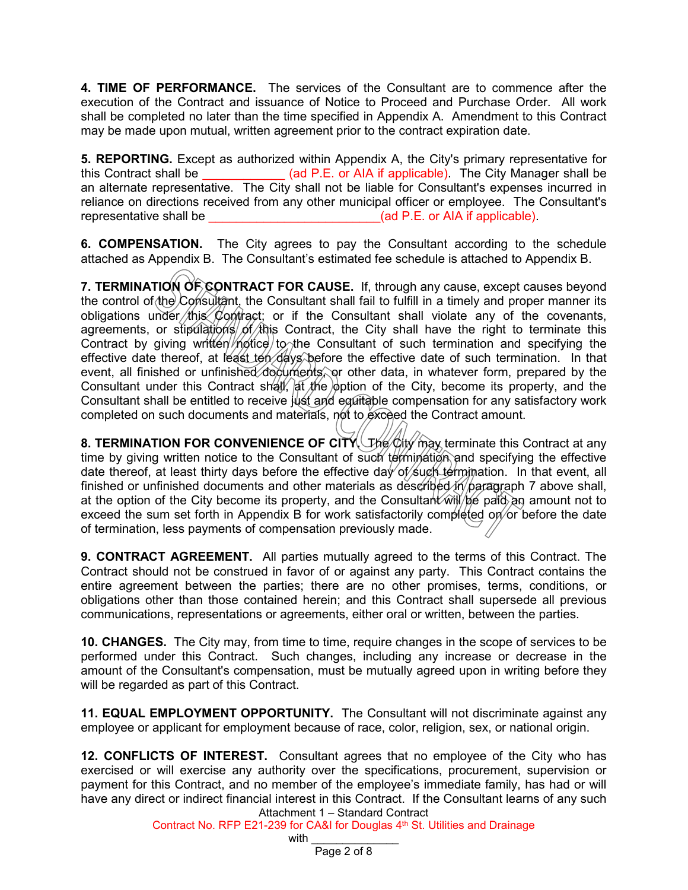**4. TIME OF PERFORMANCE.** The services of the Consultant are to commence after the execution of the Contract and issuance of Notice to Proceed and Purchase Order. All work shall be completed no later than the time specified in Appendix A. Amendment to this Contract may be made upon mutual, written agreement prior to the contract expiration date.

**5. REPORTING.** Except as authorized within Appendix A, the City's primary representative for this Contract shall be ____________ (ad P.E. or AIA if applicable). The City Manager shall be an alternate representative. The City shall not be liable for Consultant's expenses incurred in reliance on directions received from any other municipal officer or employee. The Consultant's representative shall be _________________________(ad P.E. or AIA if applicable).

**6. COMPENSATION.** The City agrees to pay the Consultant according to the schedule attached as Appendix B. The Consultant's estimated fee schedule is attached to Appendix B.

**7. TERMINATION OF CONTRACT FOR CAUSE.** If, through any cause, except causes beyond the control of the Consultant, the Consultant shall fail to fulfill in a timely and proper manner its obligations under this Contract; or if the Consultant shall violate any of the covenants, agreements, or stipulations of this Contract, the City shall have the right to terminate this Contract by giving written notice to the Consultant of such termination and specifying the effective date thereof, at least ten days before the effective date of such termination. In that event, all finished or unfinished documents, or other data, in whatever form, prepared by the Consultant under this Contract shall, at the option of the City, become its property, and the Consultant shall be entitled to receive just and equitable compensation for any satisfactory work completed on such documents and materials, not to exceed the Contract amount.

**8. TERMINATION FOR CONVENIENCE OF CITY.** The City may terminate this Contract at any time by giving written notice to the Consultant of such termination and specifying the effective date thereof, at least thirty days before the effective day of such termination. In that event, all finished or unfinished documents and other materials as described in paragraph 7 above shall, at the option of the City become its property, and the Consultant will be paid an amount not to exceed the sum set forth in Appendix B for work satisfactorily completed on or before the date of termination, less payments of compensation previously made.

**9. CONTRACT AGREEMENT.** All parties mutually agreed to the terms of this Contract. The Contract should not be construed in favor of or against any party. This Contract contains the entire agreement between the parties; there are no other promises, terms, conditions, or obligations other than those contained herein; and this Contract shall supersede all previous communications, representations or agreements, either oral or written, between the parties.

**10. CHANGES.** The City may, from time to time, require changes in the scope of services to be performed under this Contract. Such changes, including any increase or decrease in the amount of the Consultant's compensation, must be mutually agreed upon in writing before they will be regarded as part of this Contract.

**11. EQUAL EMPLOYMENT OPPORTUNITY.** The Consultant will not discriminate against any employee or applicant for employment because of race, color, religion, sex, or national origin.

**12. CONFLICTS OF INTEREST.** Consultant agrees that no employee of the City who has exercised or will exercise any authority over the specifications, procurement, supervision or payment for this Contract, and no member of the employee's immediate family, has had or will have any direct or indirect financial interest in this Contract. If the Consultant learns of any such

Attachment 1 – Standard Contract
Contract No. RFP E21-239 for CA&I for Douglas 4th St. Utilities and Drainage
with ______________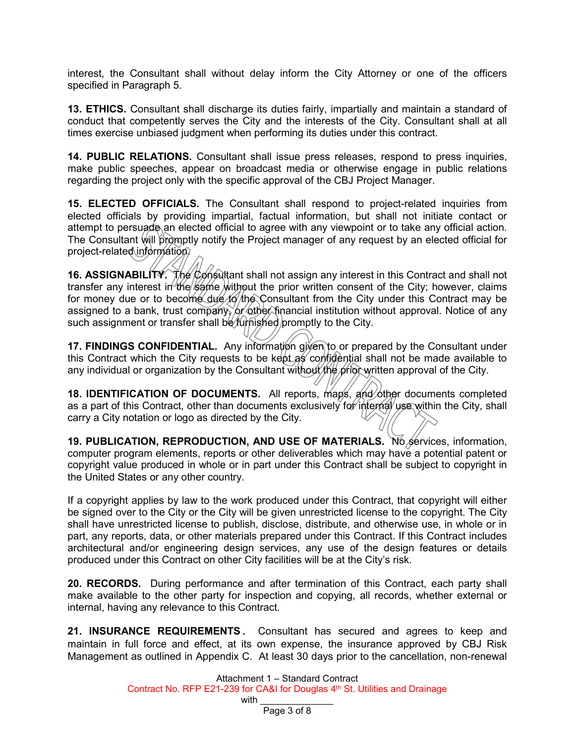interest, the Consultant shall without delay inform the City Attorney or one of the officers specified in Paragraph 5.

**13. ETHICS.** Consultant shall discharge its duties fairly, impartially and maintain a standard of conduct that competently serves the City and the interests of the City. Consultant shall at all times exercise unbiased judgment when performing its duties under this contract.

**14. PUBLIC RELATIONS.** Consultant shall issue press releases, respond to press inquiries, make public speeches, appear on broadcast media or otherwise engage in public relations regarding the project only with the specific approval of the CBJ Project Manager.

**15. ELECTED OFFICIALS.** The Consultant shall respond to project-related inquiries from elected officials by providing impartial, factual information, but shall not initiate contact or attempt to persuade an elected official to agree with any viewpoint or to take any official action. The Consultant will promptly notify the Project manager of any request by an elected official for project-related information.

**16. ASSIGNABILITY.** The Consultant shall not assign any interest in this Contract and shall not transfer any interest in the same without the prior written consent of the City; however, claims for money due or to become due to the Consultant from the City under this Contract may be assigned to a bank, trust company, or other financial institution without approval. Notice of any such assignment or transfer shall be furnished promptly to the City.

**17. FINDINGS CONFIDENTIAL.** Any information given to or prepared by the Consultant under this Contract which the City requests to be kept as confidential shall not be made available to any individual or organization by the Consultant without the prior written approval of the City.

**18. IDENTIFICATION OF DOCUMENTS.** All reports, maps, and other documents completed as a part of this Contract, other than documents exclusively for internal use within the City, shall carry a City notation or logo as directed by the City.

**19. PUBLICATION, REPRODUCTION, AND USE OF MATERIALS.** No services, information, computer program elements, reports or other deliverables which may have a potential patent or copyright value produced in whole or in part under this Contract shall be subject to copyright in the United States or any other country.

If a copyright applies by law to the work produced under this Contract, that copyright will either be signed over to the City or the City will be given unrestricted license to the copyright. The City shall have unrestricted license to publish, disclose, distribute, and otherwise use, in whole or in part, any reports, data, or other materials prepared under this Contract. If this Contract includes architectural and/or engineering design services, any use of the design features or details produced under this Contract on other City facilities will be at the City's risk.

**20. RECORDS.** During performance and after termination of this Contract, each party shall make available to the other party for inspection and copying, all records, whether external or internal, having any relevance to this Contract.

**21. INSURANCE REQUIREMENTS.** Consultant has secured and agrees to keep and maintain in full force and effect, at its own expense, the insurance approved by CBJ Risk Management as outlined in Appendix C. At least 30 days prior to the cancellation, non-renewal

Attachment 1 – Standard Contract
Contract No. RFP E21-239 for CA&I for Douglas 4th St. Utilities and Drainage
with ______________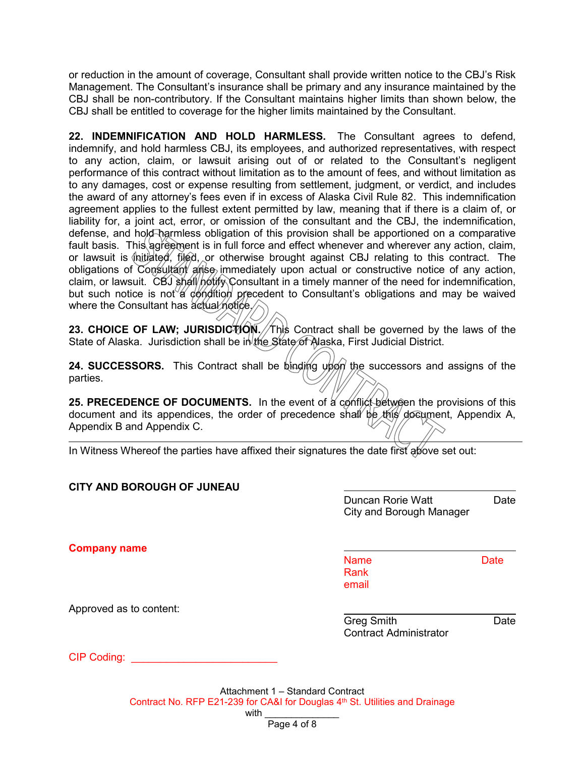or reduction in the amount of coverage, Consultant shall provide written notice to the CBJ's Risk Management. The Consultant's insurance shall be primary and any insurance maintained by the CBJ shall be non-contributory. If the Consultant maintains higher limits than shown below, the CBJ shall be entitled to coverage for the higher limits maintained by the Consultant.

**22. INDEMNIFICATION AND HOLD HARMLESS.** The Consultant agrees to defend, indemnify, and hold harmless CBJ, its employees, and authorized representatives, with respect to any action, claim, or lawsuit arising out of or related to the Consultant's negligent performance of this contract without limitation as to the amount of fees, and without limitation as to any damages, cost or expense resulting from settlement, judgment, or verdict, and includes the award of any attorney's fees even if in excess of Alaska Civil Rule 82. This indemnification agreement applies to the fullest extent permitted by law, meaning that if there is a claim of, or liability for, a joint act, error, or omission of the consultant and the CBJ, the indemnification, defense, and hold harmless obligation of this provision shall be apportioned on a comparative fault basis. This agreement is in full force and effect whenever and wherever any action, claim, or lawsuit is initiated, filed, or otherwise brought against CBJ relating to this contract. The obligations of Consultant arise immediately upon actual or constructive notice of any action, claim, or lawsuit. CBJ shall notify Consultant in a timely manner of the need for indemnification, but such notice is not a condition precedent to Consultant's obligations and may be waived where the Consultant has actual notice.

**23. CHOICE OF LAW; JURISDICTION.** This Contract shall be governed by the laws of the State of Alaska. Jurisdiction shall be in the State of Alaska, First Judicial District.

**24. SUCCESSORS.** This Contract shall be binding upon the successors and assigns of the parties.

**25. PRECEDENCE OF DOCUMENTS.** In the event of a conflict between the provisions of this document and its appendices, the order of precedence shall be this document, Appendix A, Appendix B and Appendix C.

---

In Witness Whereof the parties have affixed their signatures the date first above set out:

**CITY AND BOROUGH OF JUNEAU**

______________________________
Duncan Rorie Watt — Date
City and Borough Manager

**Company name**

______________________________
Name — Date
Rank
email

Approved as to content:

______________________________
Greg Smith — Date
Contract Administrator

CIP Coding: ________________________

Attachment 1 – Standard Contract
Contract No. RFP E21-239 for CA&I for Douglas 4th St. Utilities and Drainage
with ______________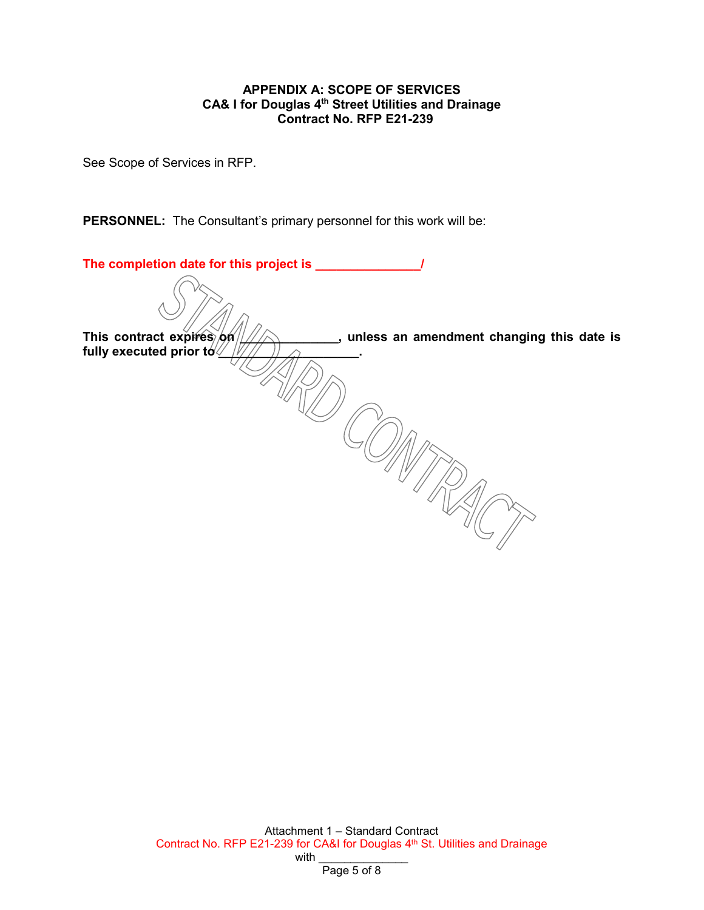**APPENDIX A: SCOPE OF SERVICES**
**CA& I for Douglas 4th Street Utilities and Drainage**
**Contract No. RFP E21-239**

See Scope of Services in RFP.

**PERSONNEL:** The Consultant's primary personnel for this work will be:

**The completion date for this project is _______________/**

**This contract expires on _____________, unless an amendment changing this date is fully executed prior to ___________________.**

STANDARD CONTRACT

Attachment 1 – Standard Contract
Contract No. RFP E21-239 for CA&I for Douglas 4th St. Utilities and Drainage
with ______________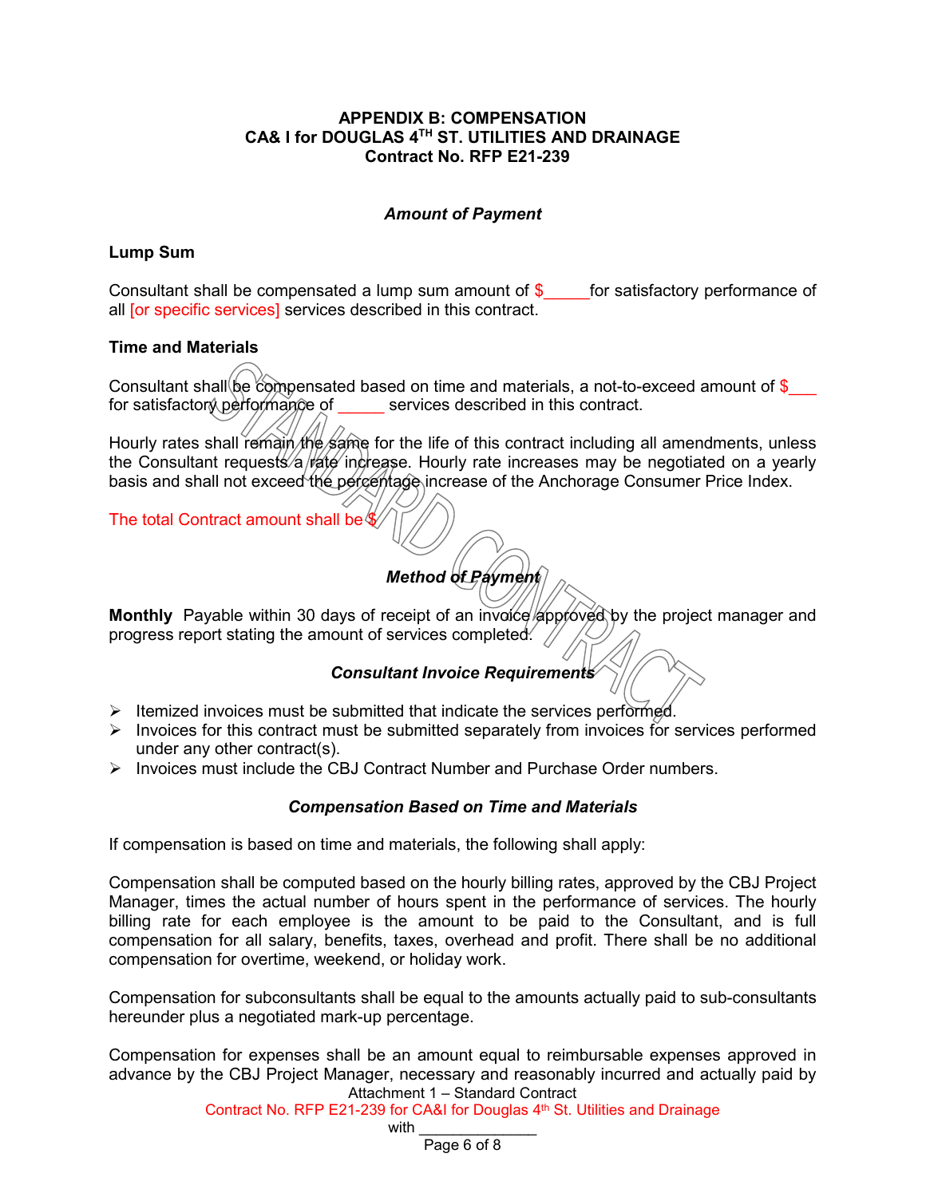**APPENDIX B: COMPENSATION**
**CA& I for DOUGLAS 4TH ST. UTILITIES AND DRAINAGE**
**Contract No. RFP E21-239**

***Amount of Payment***

**Lump Sum**

Consultant shall be compensated a lump sum amount of $_____for satisfactory performance of all [or specific services] services described in this contract.

**Time and Materials**

Consultant shall be compensated based on time and materials, a not-to-exceed amount of $___ for satisfactory performance of _____ services described in this contract.

Hourly rates shall remain the same for the life of this contract including all amendments, unless the Consultant requests a rate increase. Hourly rate increases may be negotiated on a yearly basis and shall not exceed the percentage increase of the Anchorage Consumer Price Index.

The total Contract amount shall be $

***Method of Payment***

**Monthly** Payable within 30 days of receipt of an invoice approved by the project manager and progress report stating the amount of services completed.

***Consultant Invoice Requirements***

- Itemized invoices must be submitted that indicate the services performed.
- Invoices for this contract must be submitted separately from invoices for services performed under any other contract(s).
- Invoices must include the CBJ Contract Number and Purchase Order numbers.

***Compensation Based on Time and Materials***

If compensation is based on time and materials, the following shall apply:

Compensation shall be computed based on the hourly billing rates, approved by the CBJ Project Manager, times the actual number of hours spent in the performance of services. The hourly billing rate for each employee is the amount to be paid to the Consultant, and is full compensation for all salary, benefits, taxes, overhead and profit. There shall be no additional compensation for overtime, weekend, or holiday work.

Compensation for subconsultants shall be equal to the amounts actually paid to sub-consultants hereunder plus a negotiated mark-up percentage.

Compensation for expenses shall be an amount equal to reimbursable expenses approved in advance by the CBJ Project Manager, necessary and reasonably incurred and actually paid by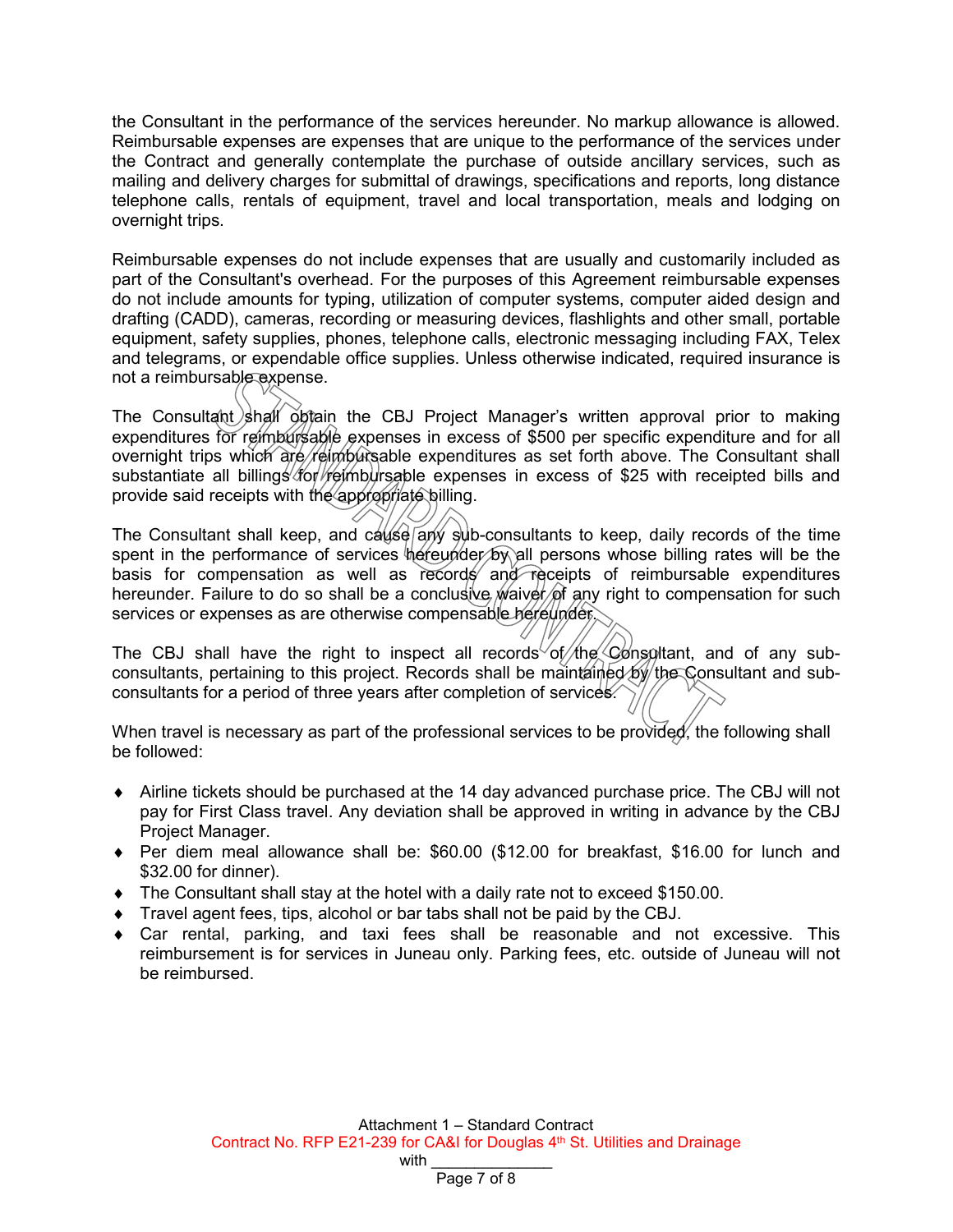the Consultant in the performance of the services hereunder. No markup allowance is allowed. Reimbursable expenses are expenses that are unique to the performance of the services under the Contract and generally contemplate the purchase of outside ancillary services, such as mailing and delivery charges for submittal of drawings, specifications and reports, long distance telephone calls, rentals of equipment, travel and local transportation, meals and lodging on overnight trips.

Reimbursable expenses do not include expenses that are usually and customarily included as part of the Consultant's overhead. For the purposes of this Agreement reimbursable expenses do not include amounts for typing, utilization of computer systems, computer aided design and drafting (CADD), cameras, recording or measuring devices, flashlights and other small, portable equipment, safety supplies, phones, telephone calls, electronic messaging including FAX, Telex and telegrams, or expendable office supplies. Unless otherwise indicated, required insurance is not a reimbursable expense.

The Consultant shall obtain the CBJ Project Manager's written approval prior to making expenditures for reimbursable expenses in excess of $500 per specific expenditure and for all overnight trips which are reimbursable expenditures as set forth above. The Consultant shall substantiate all billings for reimbursable expenses in excess of $25 with receipted bills and provide said receipts with the appropriate billing.

The Consultant shall keep, and cause any sub-consultants to keep, daily records of the time spent in the performance of services hereunder by all persons whose billing rates will be the basis for compensation as well as records and receipts of reimbursable expenditures hereunder. Failure to do so shall be a conclusive waiver of any right to compensation for such services or expenses as are otherwise compensable hereunder.

The CBJ shall have the right to inspect all records of the Consultant, and of any sub-consultants, pertaining to this project. Records shall be maintained by the Consultant and sub-consultants for a period of three years after completion of services.

When travel is necessary as part of the professional services to be provided, the following shall be followed:

- Airline tickets should be purchased at the 14 day advanced purchase price. The CBJ will not pay for First Class travel. Any deviation shall be approved in writing in advance by the CBJ Project Manager.
- Per diem meal allowance shall be: $60.00 ($12.00 for breakfast, $16.00 for lunch and $32.00 for dinner).
- The Consultant shall stay at the hotel with a daily rate not to exceed $150.00.
- Travel agent fees, tips, alcohol or bar tabs shall not be paid by the CBJ.
- Car rental, parking, and taxi fees shall be reasonable and not excessive. This reimbursement is for services in Juneau only. Parking fees, etc. outside of Juneau will not be reimbursed.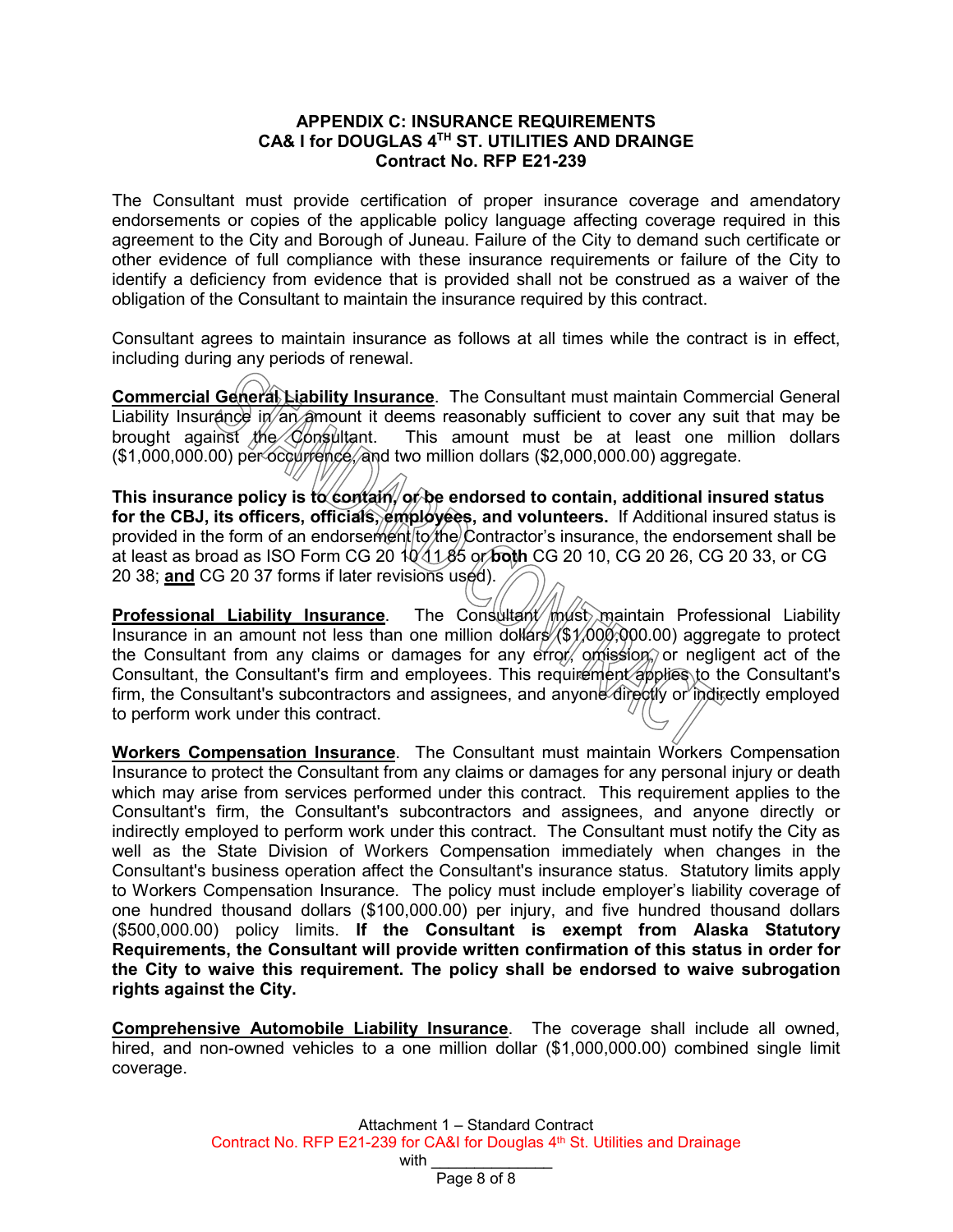**APPENDIX C: INSURANCE REQUIREMENTS**
**CA& I for DOUGLAS 4TH ST. UTILITIES AND DRAINGE**
**Contract No. RFP E21-239**

The Consultant must provide certification of proper insurance coverage and amendatory endorsements or copies of the applicable policy language affecting coverage required in this agreement to the City and Borough of Juneau. Failure of the City to demand such certificate or other evidence of full compliance with these insurance requirements or failure of the City to identify a deficiency from evidence that is provided shall not be construed as a waiver of the obligation of the Consultant to maintain the insurance required by this contract.

Consultant agrees to maintain insurance as follows at all times while the contract is in effect, including during any periods of renewal.

**Commercial General Liability Insurance**. The Consultant must maintain Commercial General Liability Insurance in an amount it deems reasonably sufficient to cover any suit that may be brought against the Consultant. This amount must be at least one million dollars ($1,000,000.00) per occurrence, and two million dollars ($2,000,000.00) aggregate.

**This insurance policy is to contain, or be endorsed to contain, additional insured status for the CBJ, its officers, officials, employees, and volunteers.** If Additional insured status is provided in the form of an endorsement to the Contractor's insurance, the endorsement shall be at least as broad as ISO Form CG 20 10 11 85 or **both** CG 20 10, CG 20 26, CG 20 33, or CG 20 38; **and** CG 20 37 forms if later revisions used).

**Professional Liability Insurance**. The Consultant must maintain Professional Liability Insurance in an amount not less than one million dollars ($1,000,000.00) aggregate to protect the Consultant from any claims or damages for any error, omission, or negligent act of the Consultant, the Consultant's firm and employees. This requirement applies to the Consultant's firm, the Consultant's subcontractors and assignees, and anyone directly or indirectly employed to perform work under this contract.

**Workers Compensation Insurance**. The Consultant must maintain Workers Compensation Insurance to protect the Consultant from any claims or damages for any personal injury or death which may arise from services performed under this contract. This requirement applies to the Consultant's firm, the Consultant's subcontractors and assignees, and anyone directly or indirectly employed to perform work under this contract. The Consultant must notify the City as well as the State Division of Workers Compensation immediately when changes in the Consultant's business operation affect the Consultant's insurance status. Statutory limits apply to Workers Compensation Insurance. The policy must include employer's liability coverage of one hundred thousand dollars ($100,000.00) per injury, and five hundred thousand dollars ($500,000.00) policy limits. **If the Consultant is exempt from Alaska Statutory Requirements, the Consultant will provide written confirmation of this status in order for the City to waive this requirement. The policy shall be endorsed to waive subrogation rights against the City.**

**Comprehensive Automobile Liability Insurance**. The coverage shall include all owned, hired, and non-owned vehicles to a one million dollar ($1,000,000.00) combined single limit coverage.